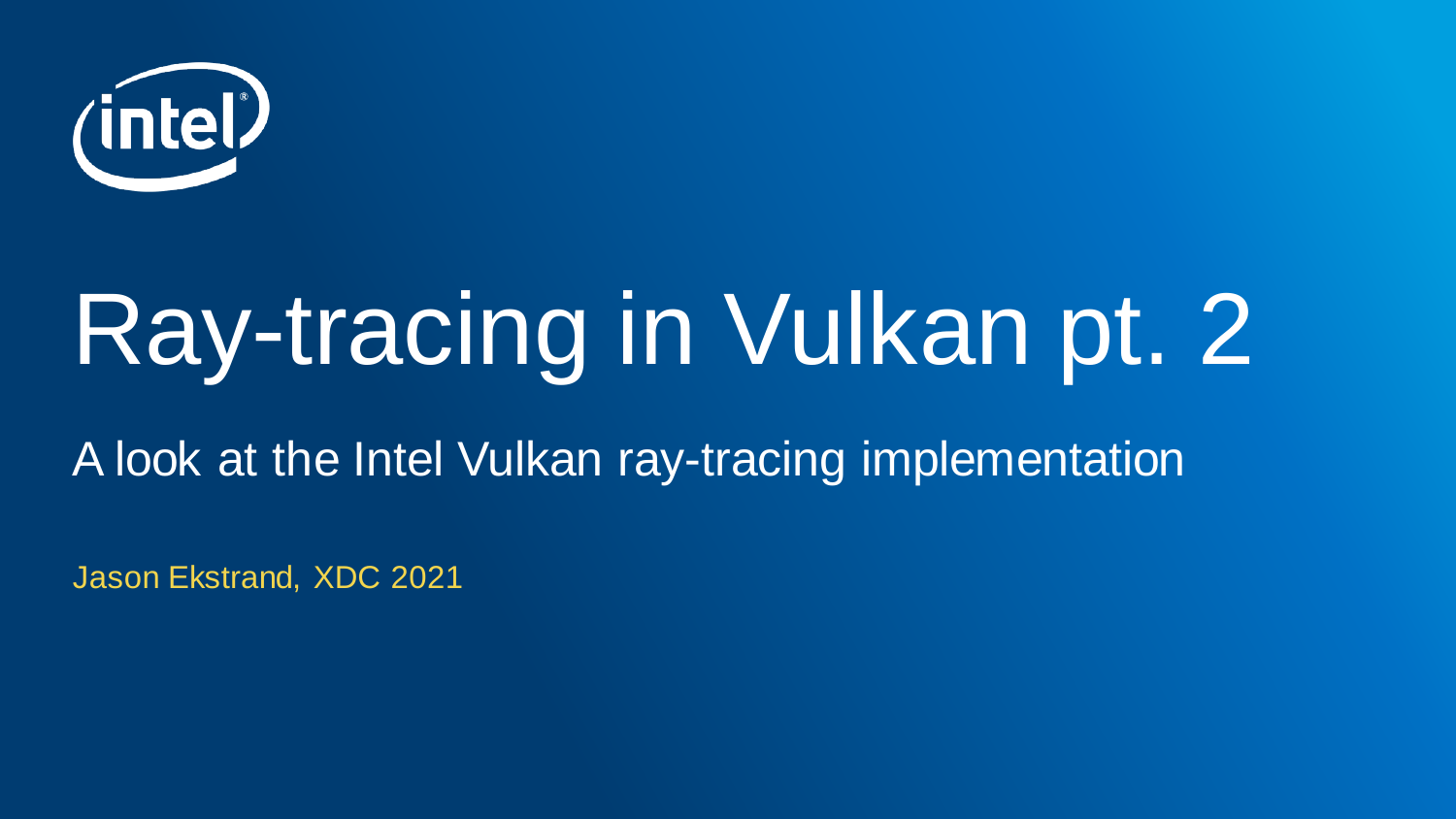# Ray-tracing in Vulkan pt. 2

A look at the Intel Vulkan ray-tracing implementation

Jason Ekstrand, XDC 2021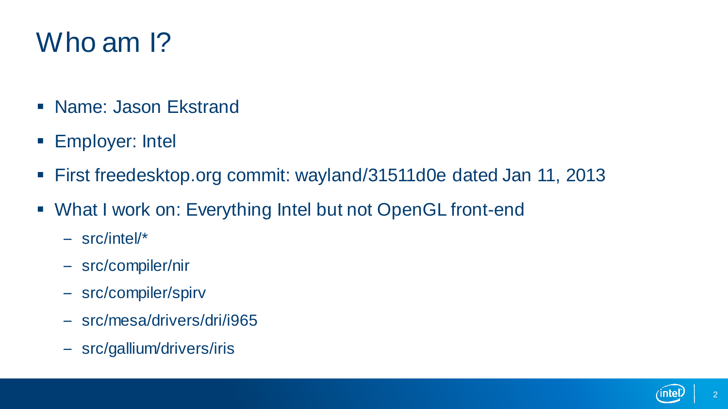# Who am I?

- Name: Jason Ekstrand
- Employer: Intel
- First freedesktop.org commit: wayland/31511d0e dated Jan 11, 2013
- What I work on: Everything Intel but not OpenGL front-end
  - src/intel/*
  - src/compiler/nir
  - src/compiler/spirv
  - src/mesa/drivers/dri/i965
  - src/gallium/drivers/iris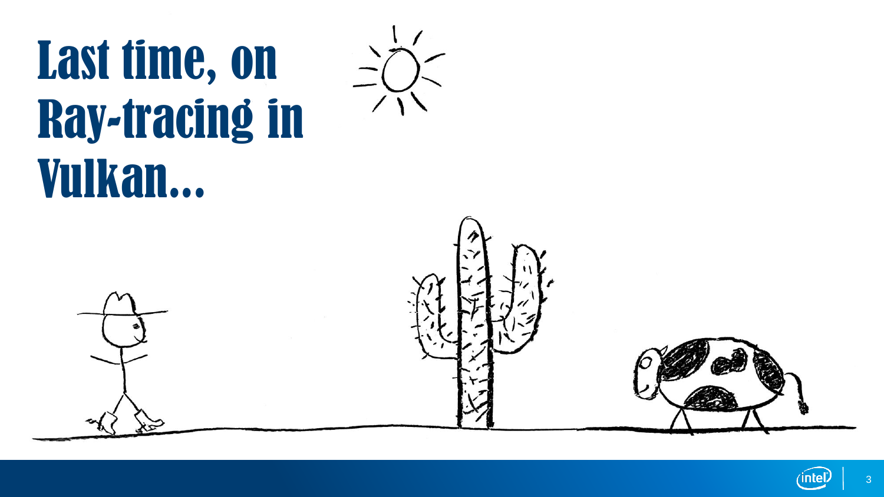# Last time, on Ray-tracing in Vulkan...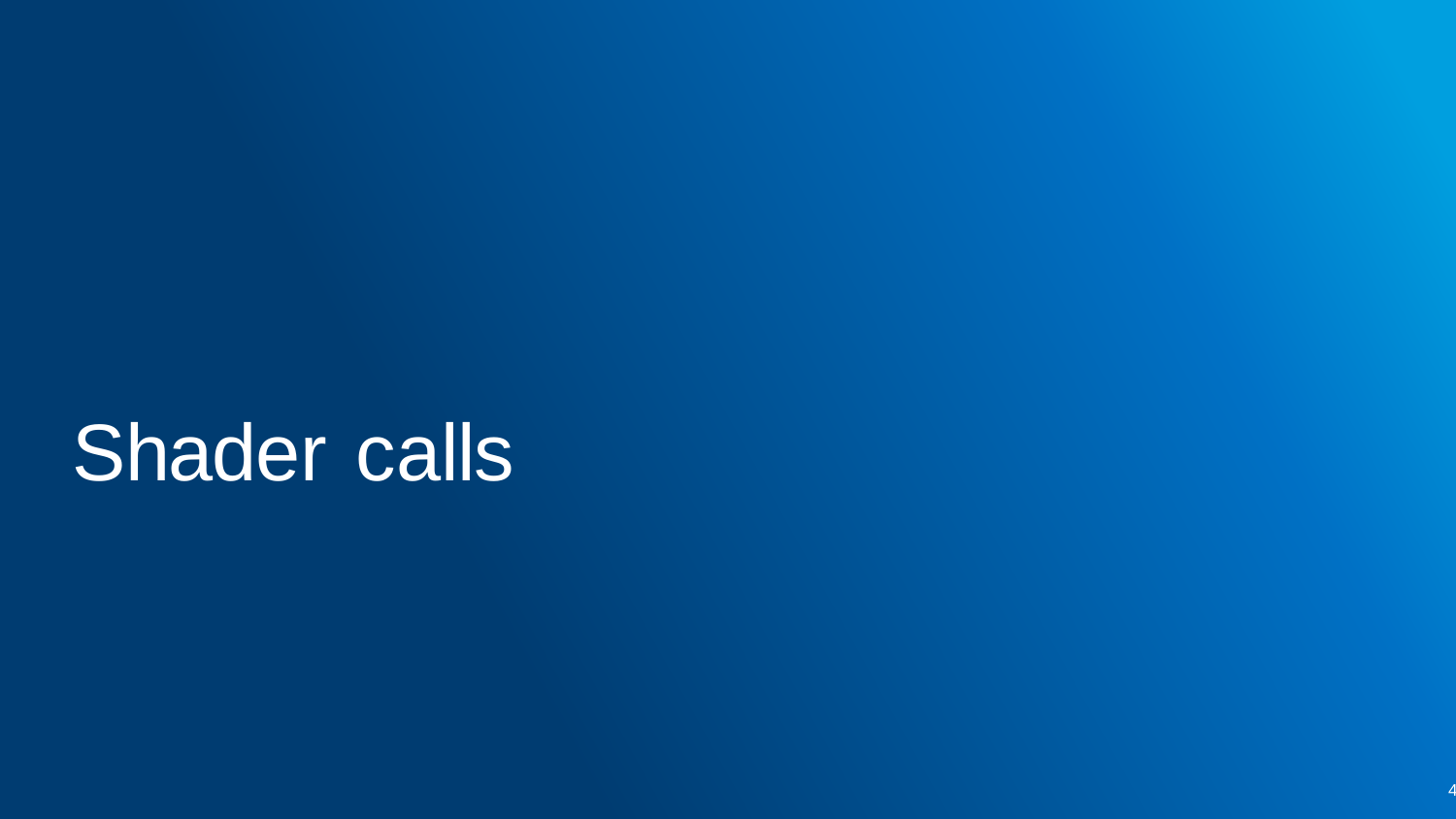# Shader calls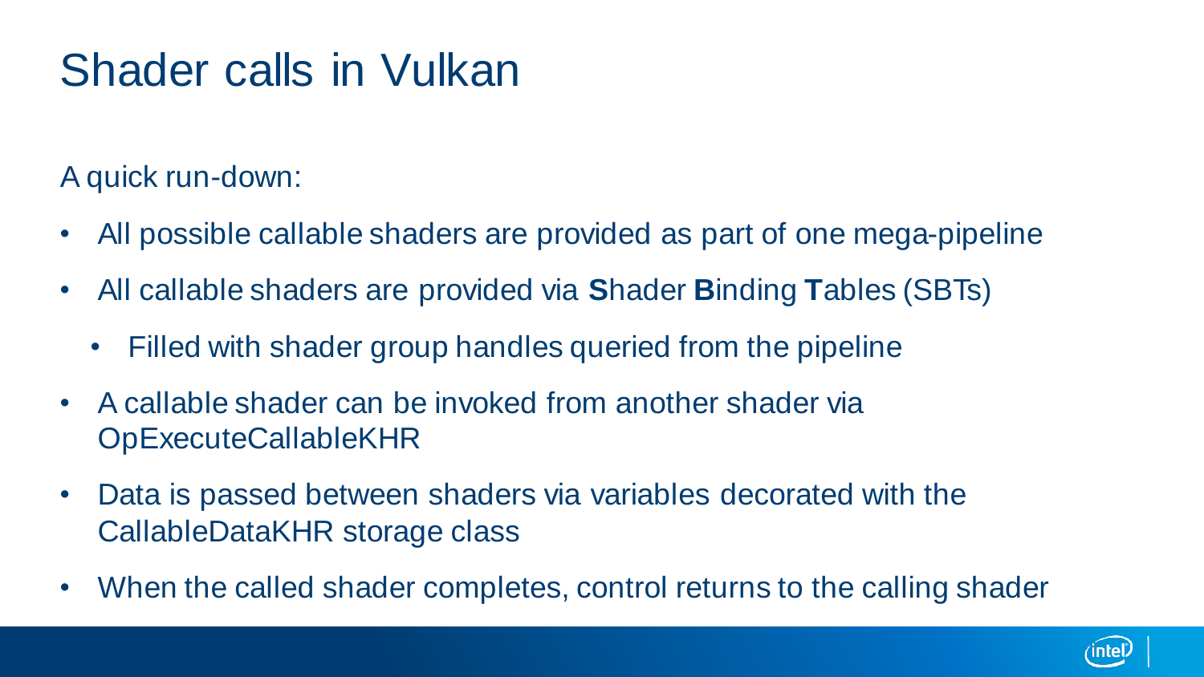# Shader calls in Vulkan

A quick run-down:

- All possible callable shaders are provided as part of one mega-pipeline
- All callable shaders are provided via **S**hader **B**inding **T**ables (SBTs)
  - Filled with shader group handles queried from the pipeline
- A callable shader can be invoked from another shader via OpExecuteCallableKHR
- Data is passed between shaders via variables decorated with the CallableDataKHR storage class
- When the called shader completes, control returns to the calling shader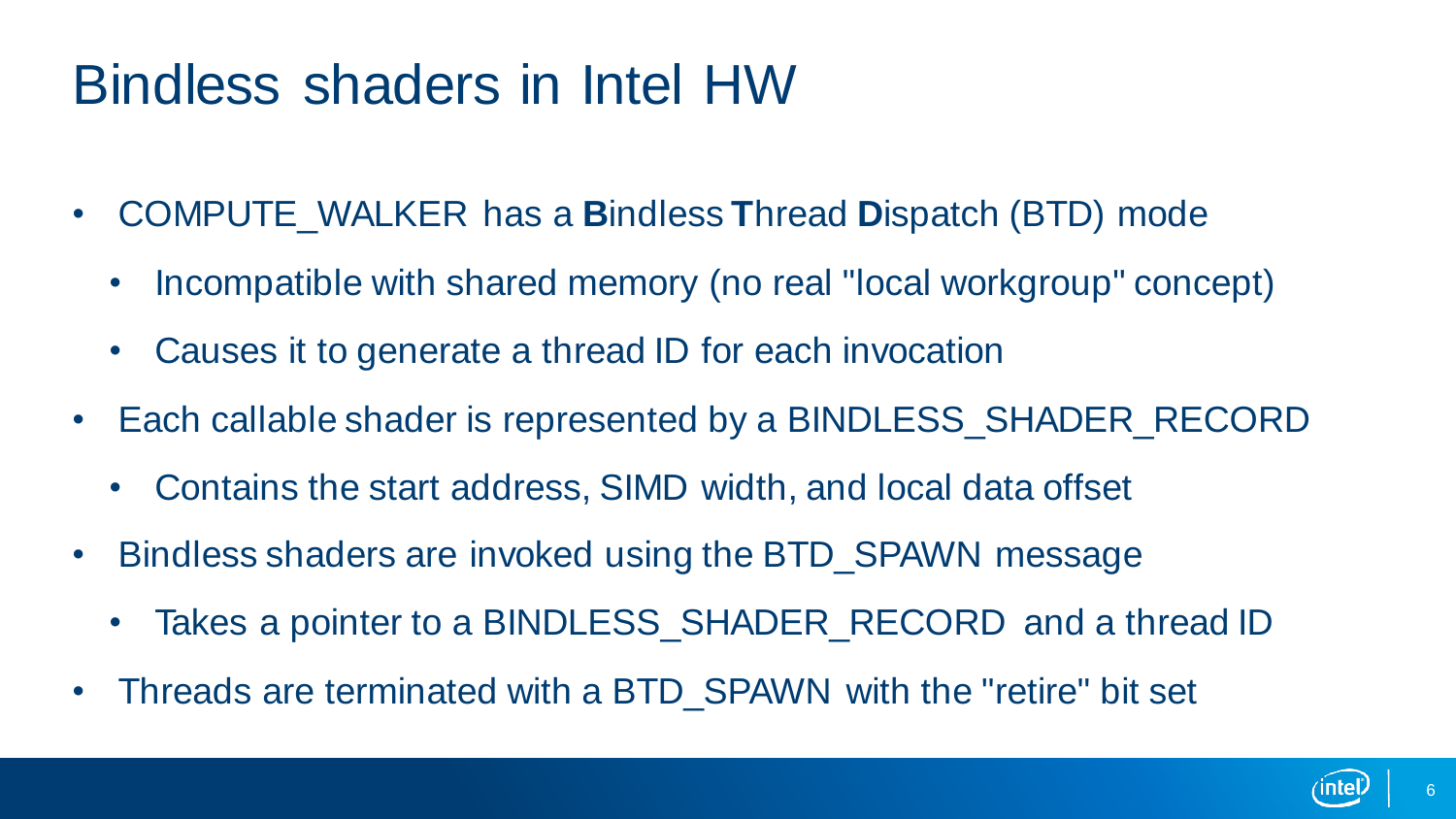# Bindless shaders in Intel HW

- COMPUTE_WALKER has a **B**indless **T**hread **D**ispatch (BTD) mode
  - Incompatible with shared memory (no real "local workgroup" concept)
  - Causes it to generate a thread ID for each invocation
- Each callable shader is represented by a BINDLESS_SHADER_RECORD
  - Contains the start address, SIMD width, and local data offset
- Bindless shaders are invoked using the BTD_SPAWN message
  - Takes a pointer to a BINDLESS_SHADER_RECORD and a thread ID
- Threads are terminated with a BTD_SPAWN with the "retire" bit set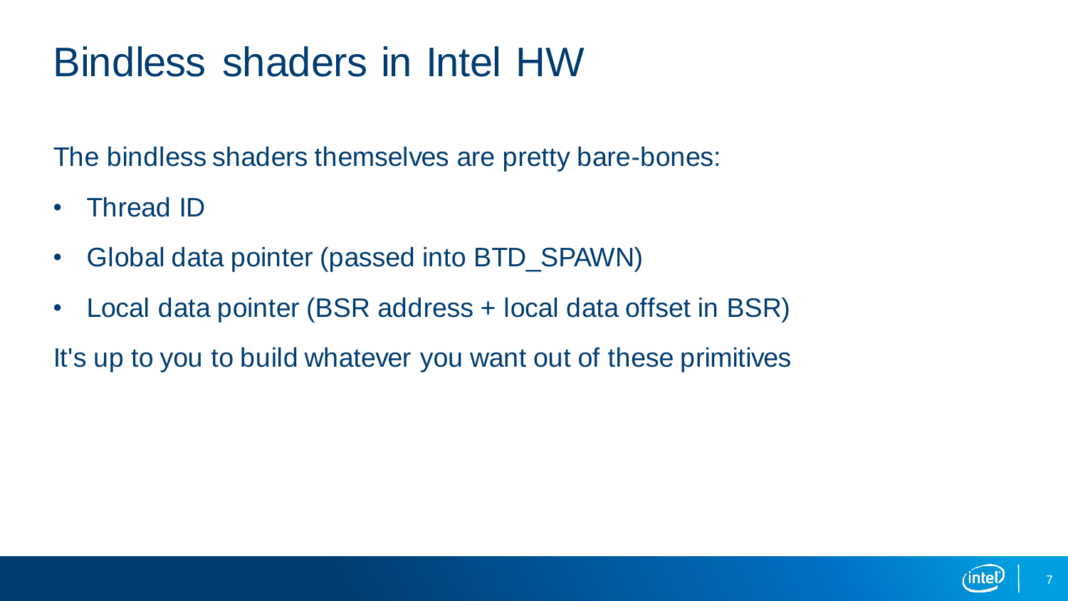# Bindless shaders in Intel HW

The bindless shaders themselves are pretty bare-bones:

- Thread ID
- Global data pointer (passed into BTD_SPAWN)
- Local data pointer (BSR address + local data offset in BSR)

It's up to you to build whatever you want out of these primitives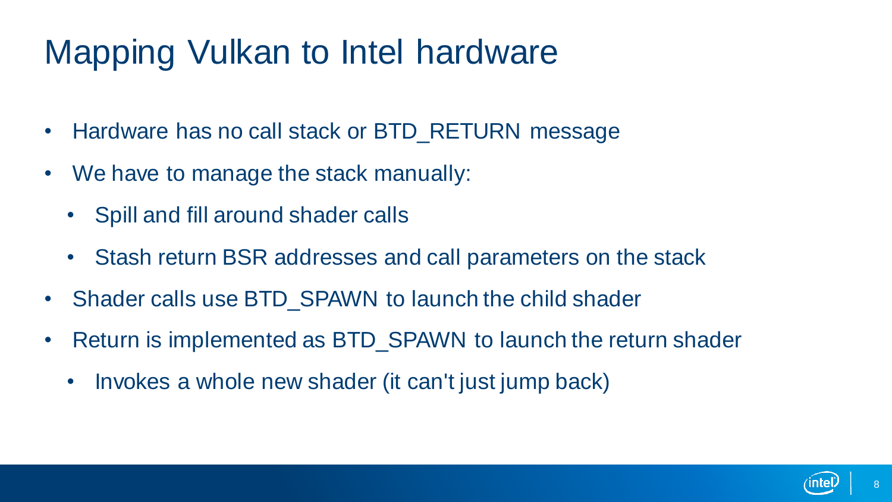# Mapping Vulkan to Intel hardware

- Hardware has no call stack or BTD_RETURN message
- We have to manage the stack manually:
  - Spill and fill around shader calls
  - Stash return BSR addresses and call parameters on the stack
- Shader calls use BTD_SPAWN to launch the child shader
- Return is implemented as BTD_SPAWN to launch the return shader
  - Invokes a whole new shader (it can't just jump back)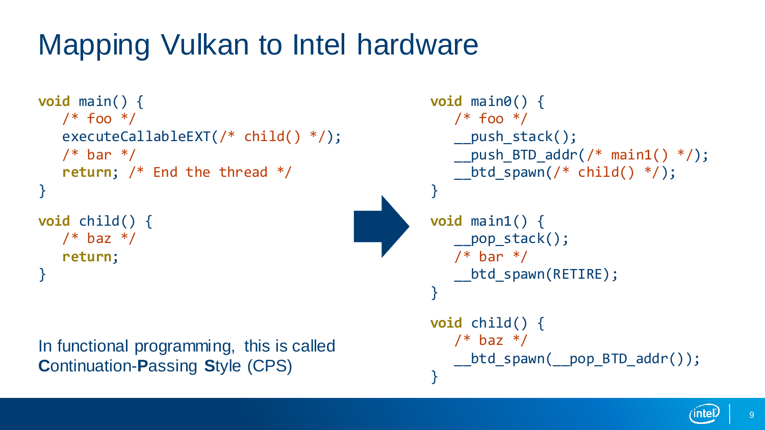# Mapping Vulkan to Intel hardware

```
void main() {
   /* foo */
   executeCallableEXT(/* child() */);
   /* bar */
   return; /* End the thread */
}

void child() {
   /* baz */
   return;
}
```

```
void main0() {
   /* foo */
   __push_stack();
   __push_BTD_addr(/* main1() */);
   __btd_spawn(/* child() */);
}

void main1() {
   __pop_stack();
   /* bar */
   __btd_spawn(RETIRE);
}

void child() {
   /* baz */
   __btd_spawn(__pop_BTD_addr());
}
```

In functional programming, this is called **C**ontinuation-**P**assing **S**tyle (CPS)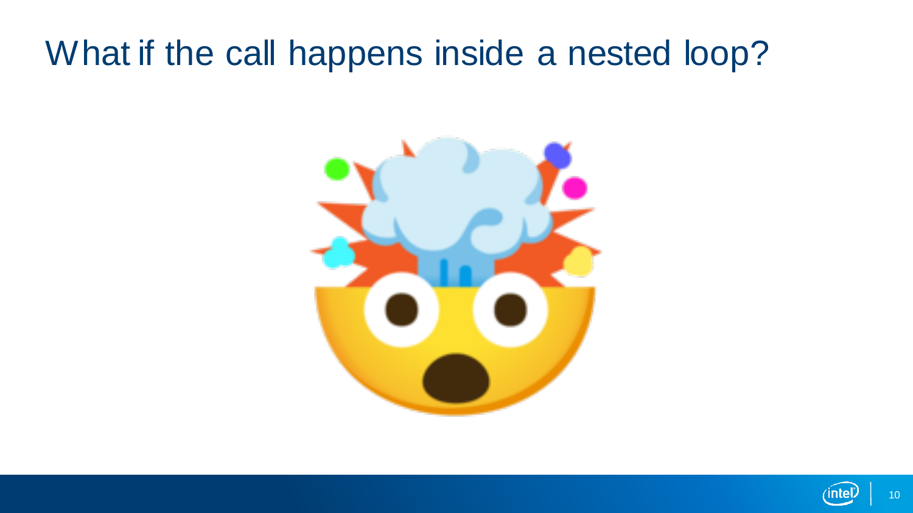# What if the call happens inside a nested loop?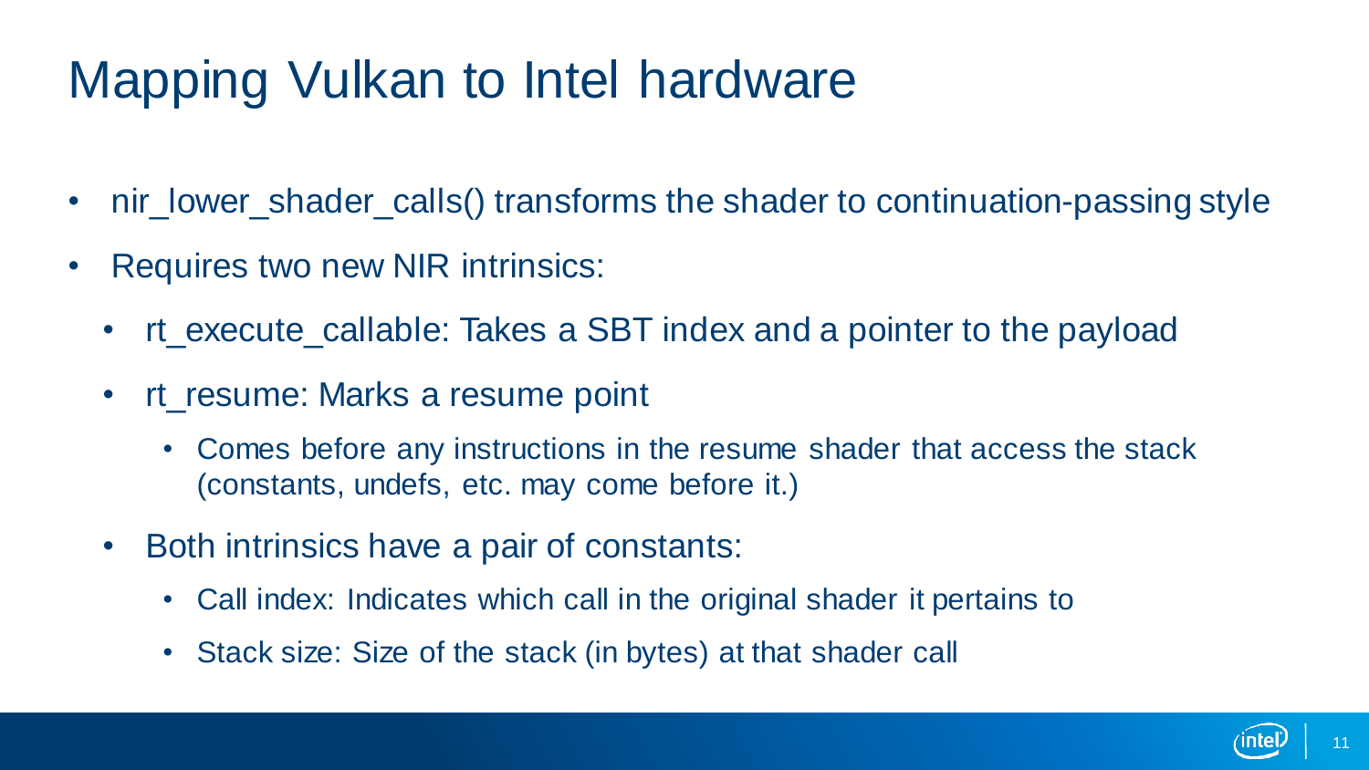# Mapping Vulkan to Intel hardware

- nir_lower_shader_calls() transforms the shader to continuation-passing style
- Requires two new NIR intrinsics:
  - rt_execute_callable: Takes a SBT index and a pointer to the payload
  - rt_resume: Marks a resume point
    - Comes before any instructions in the resume shader that access the stack (constants, undefs, etc. may come before it.)
  - Both intrinsics have a pair of constants:
    - Call index: Indicates which call in the original shader it pertains to
    - Stack size: Size of the stack (in bytes) at that shader call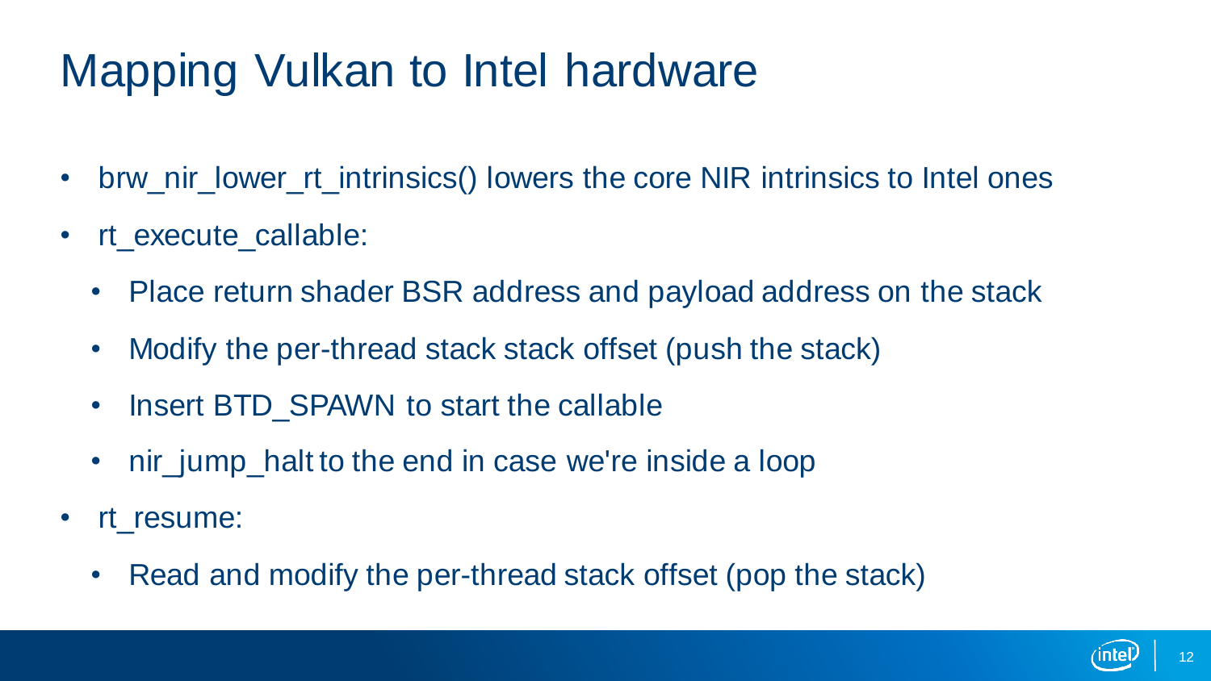# Mapping Vulkan to Intel hardware

- brw_nir_lower_rt_intrinsics() lowers the core NIR intrinsics to Intel ones
- rt_execute_callable:
  - Place return shader BSR address and payload address on the stack
  - Modify the per-thread stack stack offset (push the stack)
  - Insert BTD_SPAWN to start the callable
  - nir_jump_halt to the end in case we're inside a loop
- rt_resume:
  - Read and modify the per-thread stack offset (pop the stack)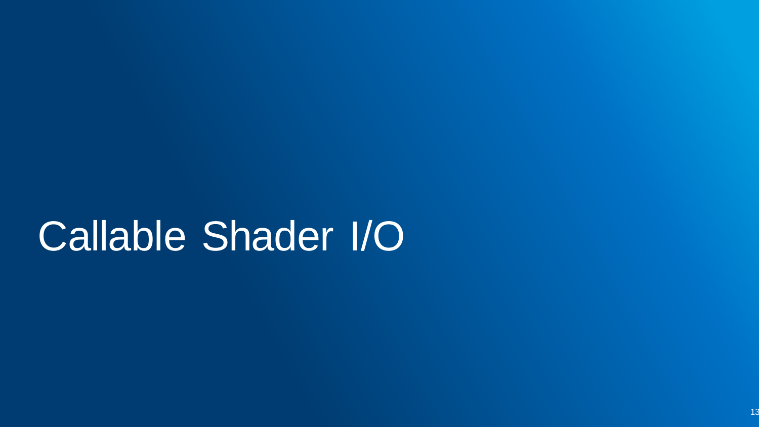# Callable Shader I/O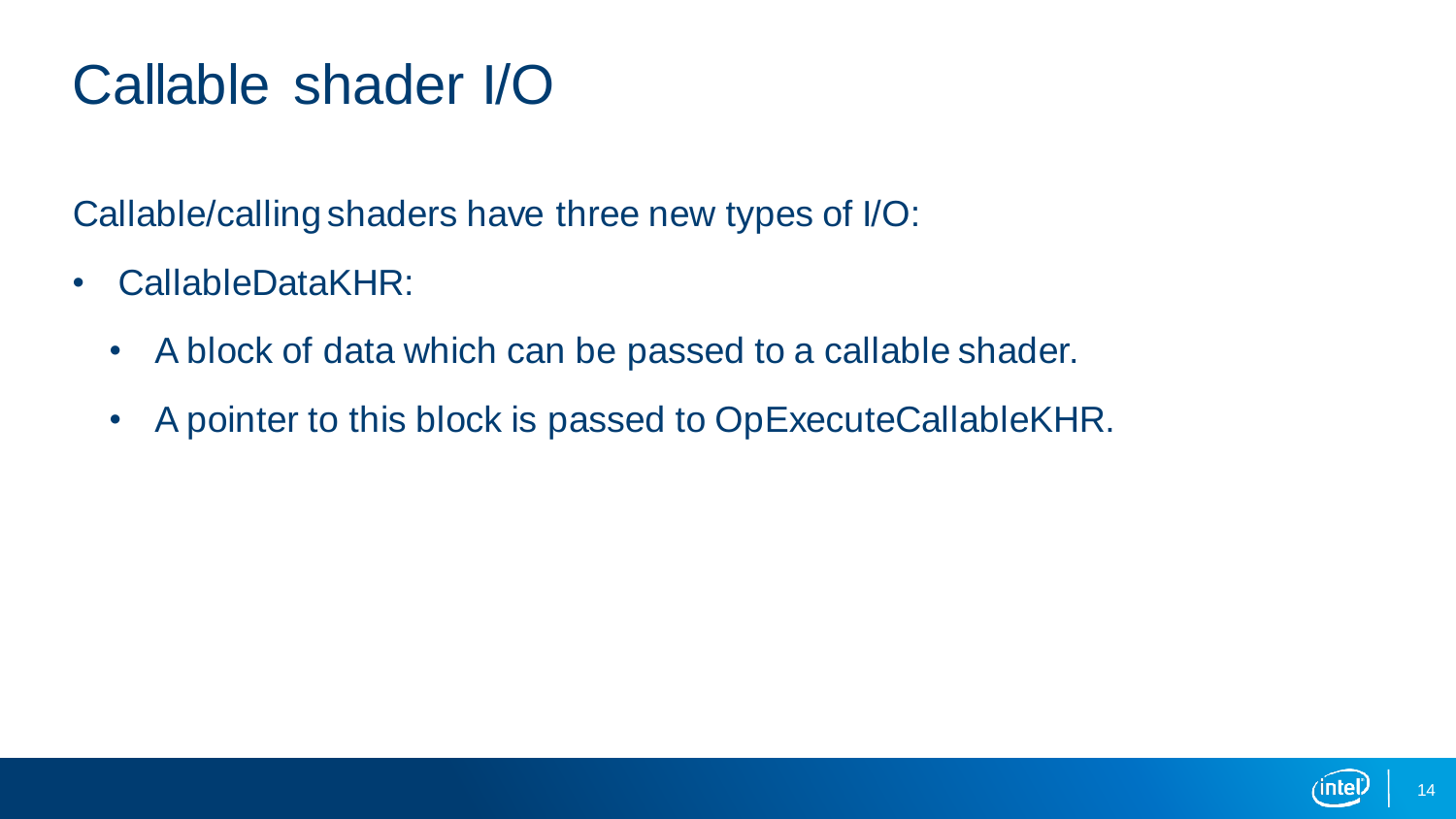# Callable shader I/O

Callable/calling shaders have three new types of I/O:

- CallableDataKHR:
  - A block of data which can be passed to a callable shader.
  - A pointer to this block is passed to OpExecuteCallableKHR.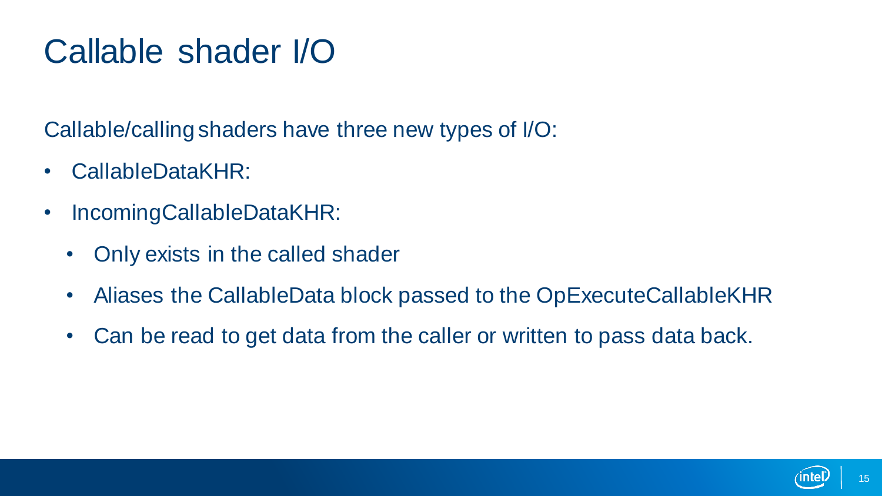# Callable shader I/O

Callable/calling shaders have three new types of I/O:

- CallableDataKHR:
- IncomingCallableDataKHR:
  - Only exists in the called shader
  - Aliases the CallableData block passed to the OpExecuteCallableKHR
  - Can be read to get data from the caller or written to pass data back.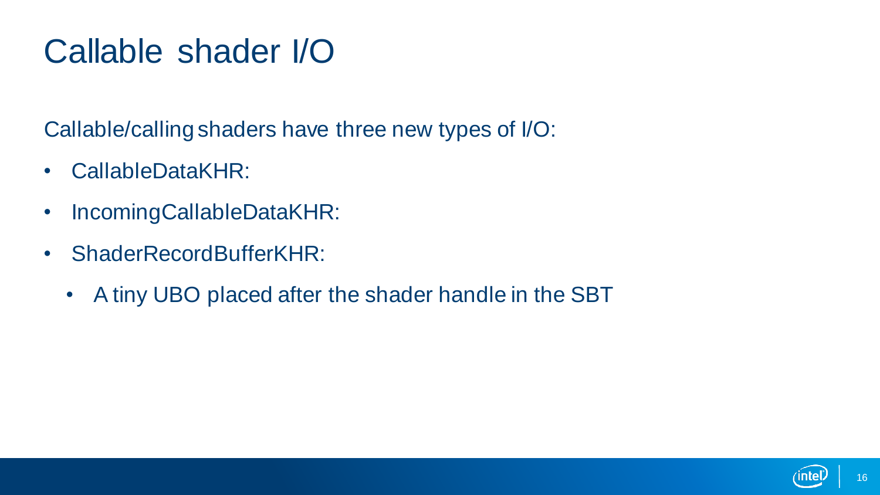# Callable shader I/O

Callable/calling shaders have three new types of I/O:

- CallableDataKHR:
- IncomingCallableDataKHR:
- ShaderRecordBufferKHR:
  - A tiny UBO placed after the shader handle in the SBT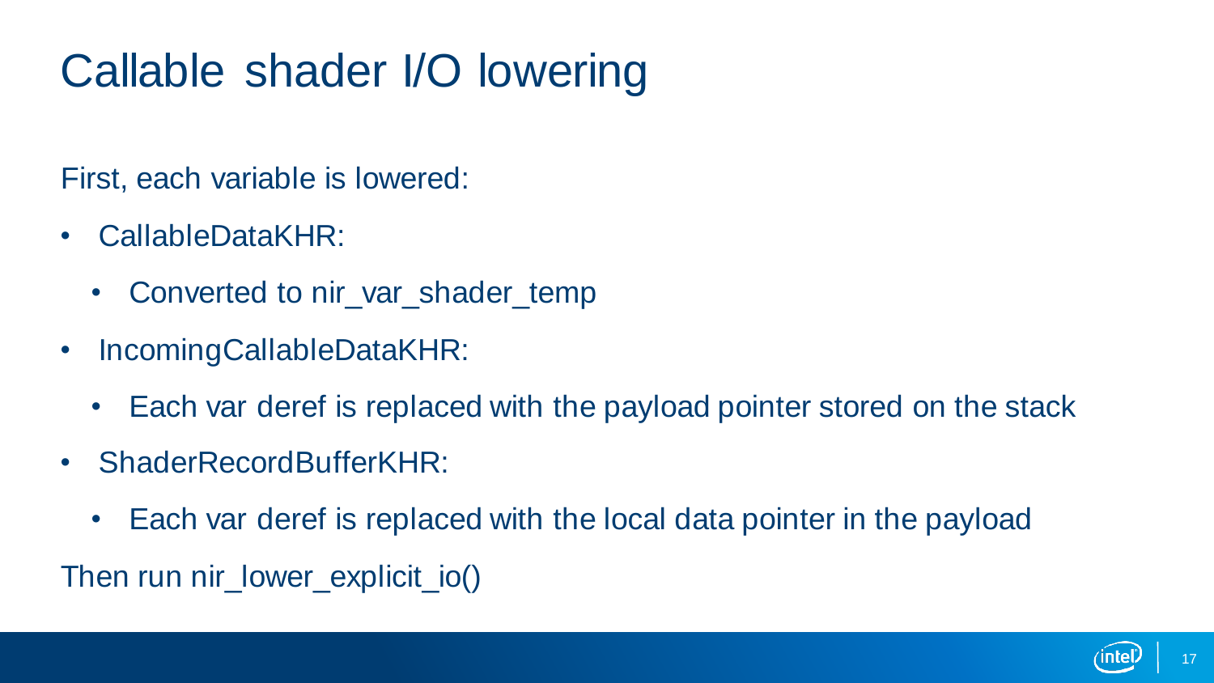# Callable shader I/O lowering

First, each variable is lowered:

- CallableDataKHR:
  - Converted to nir_var_shader_temp
- IncomingCallableDataKHR:
  - Each var deref is replaced with the payload pointer stored on the stack
- ShaderRecordBufferKHR:
  - Each var deref is replaced with the local data pointer in the payload

Then run nir_lower_explicit_io()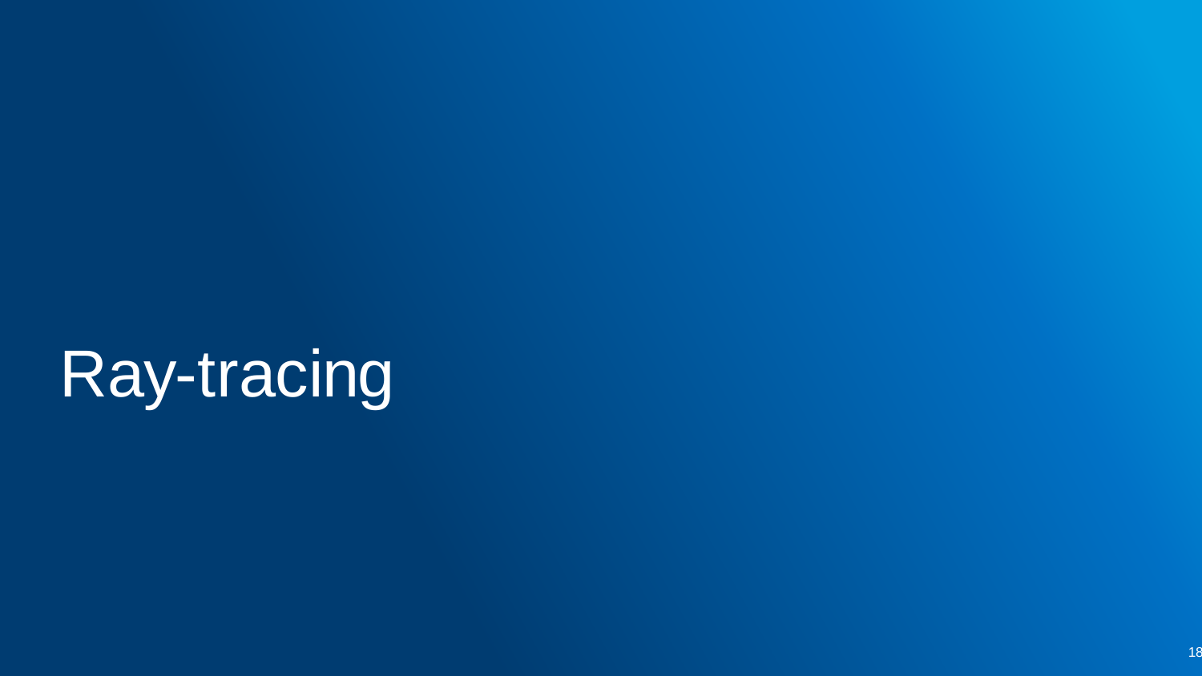# Ray-tracing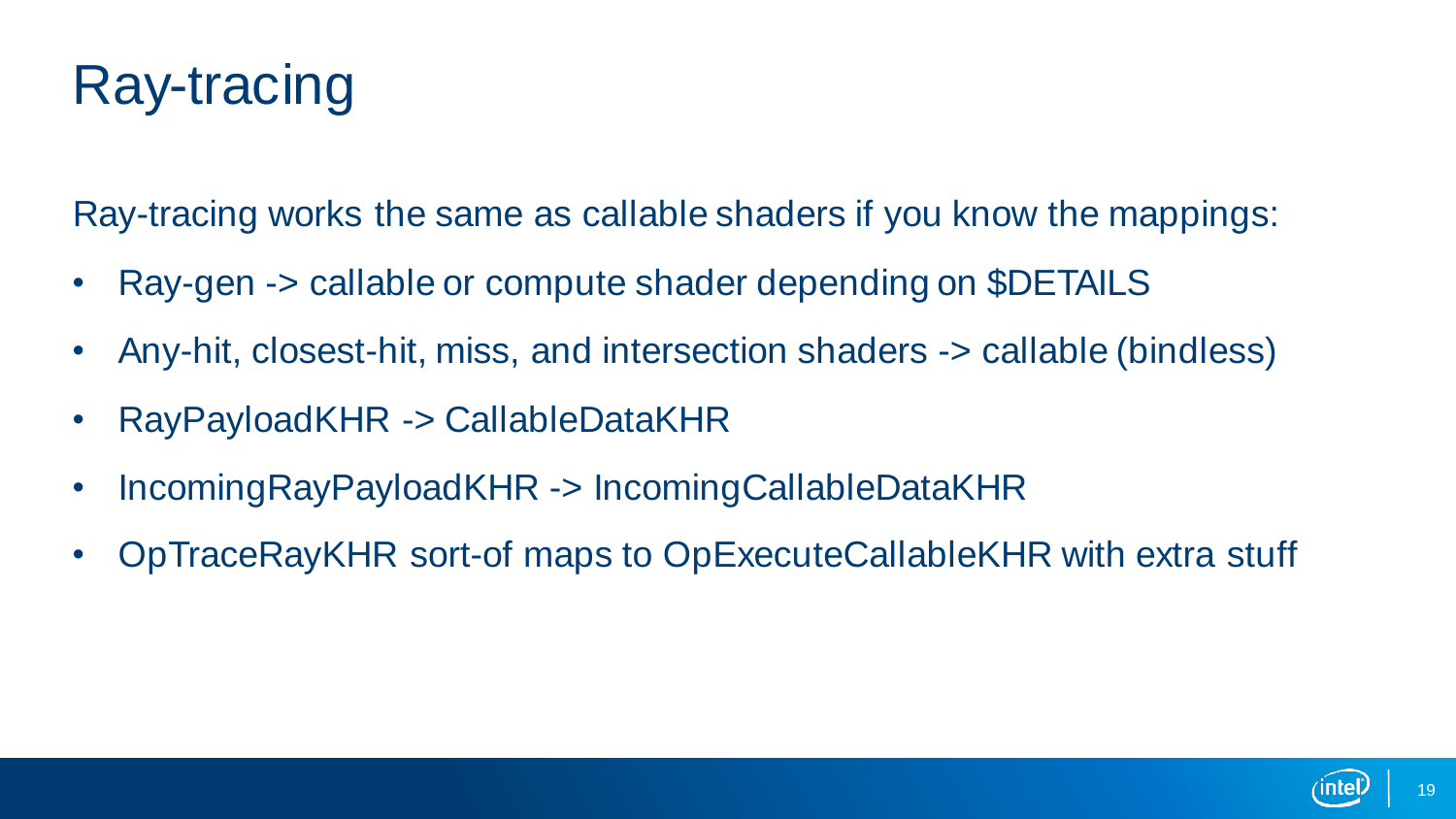# Ray-tracing

Ray-tracing works the same as callable shaders if you know the mappings:

- Ray-gen -> callable or compute shader depending on $DETAILS
- Any-hit, closest-hit, miss, and intersection shaders -> callable (bindless)
- RayPayloadKHR -> CallableDataKHR
- IncomingRayPayloadKHR -> IncomingCallableDataKHR
- OpTraceRayKHR sort-of maps to OpExecuteCallableKHR with extra stuff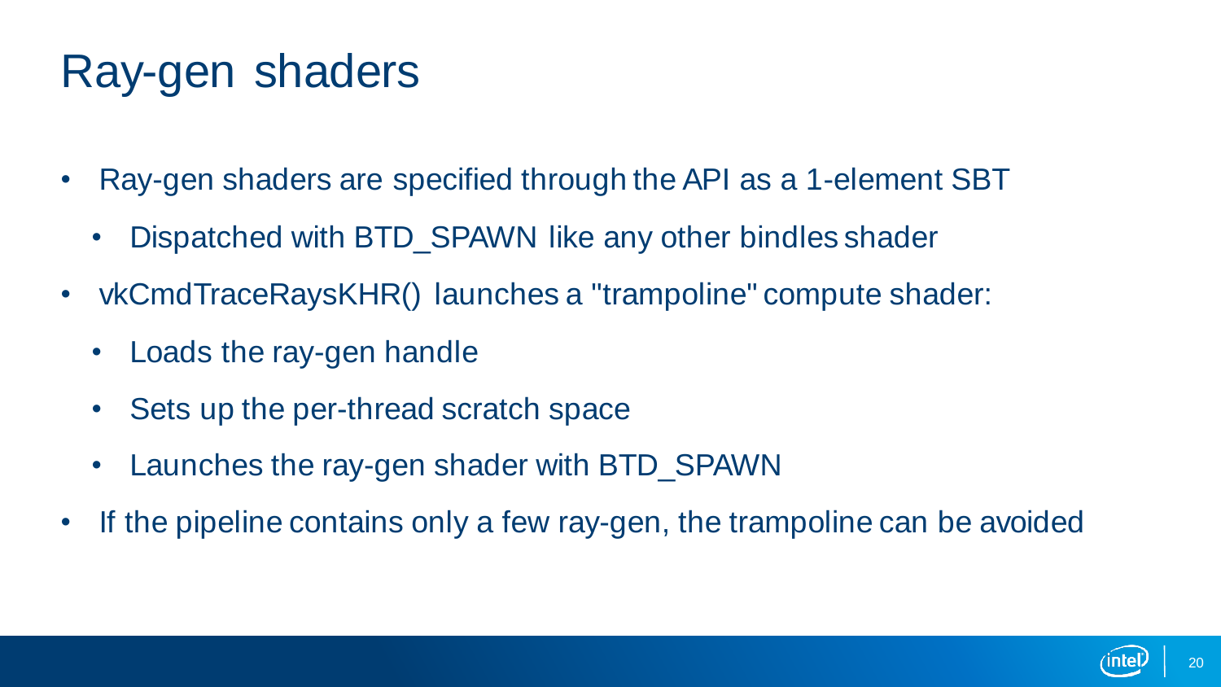# Ray-gen shaders

- Ray-gen shaders are specified through the API as a 1-element SBT
  - Dispatched with BTD_SPAWN like any other bindles shader
- vkCmdTraceRaysKHR() launches a "trampoline" compute shader:
  - Loads the ray-gen handle
  - Sets up the per-thread scratch space
  - Launches the ray-gen shader with BTD_SPAWN
- If the pipeline contains only a few ray-gen, the trampoline can be avoided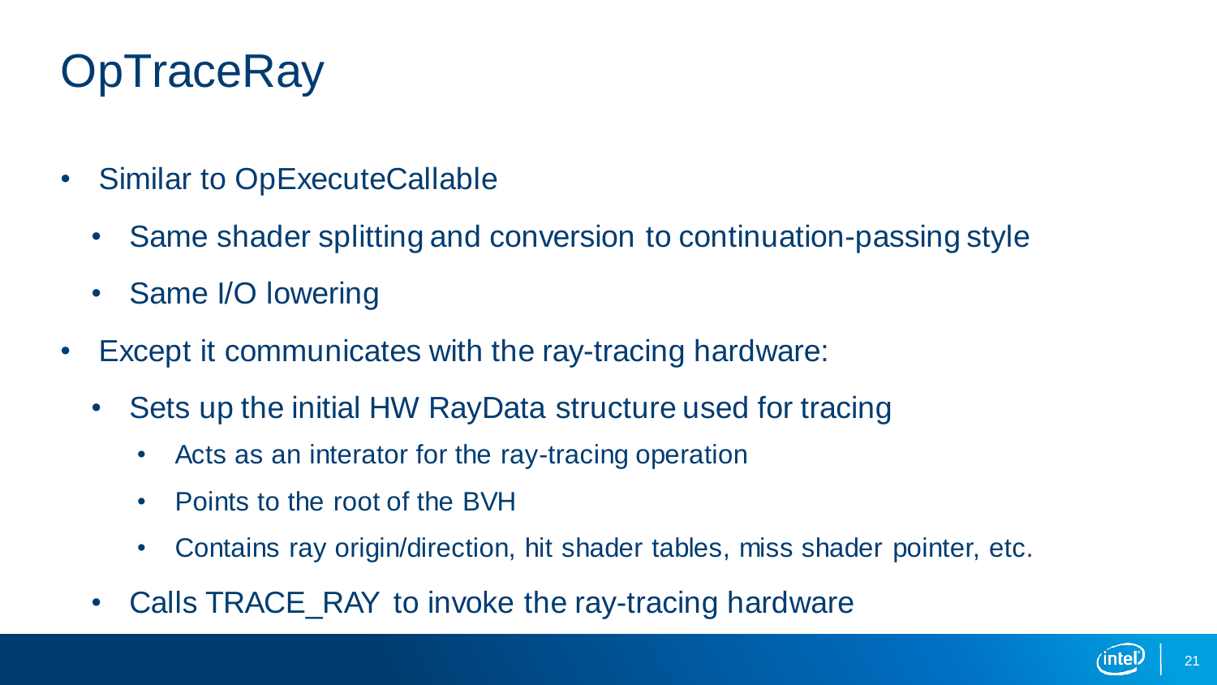# OpTraceRay

- Similar to OpExecuteCallable
  - Same shader splitting and conversion to continuation-passing style
  - Same I/O lowering
- Except it communicates with the ray-tracing hardware:
  - Sets up the initial HW RayData structure used for tracing
    - Acts as an interator for the ray-tracing operation
    - Points to the root of the BVH
    - Contains ray origin/direction, hit shader tables, miss shader pointer, etc.
  - Calls TRACE_RAY to invoke the ray-tracing hardware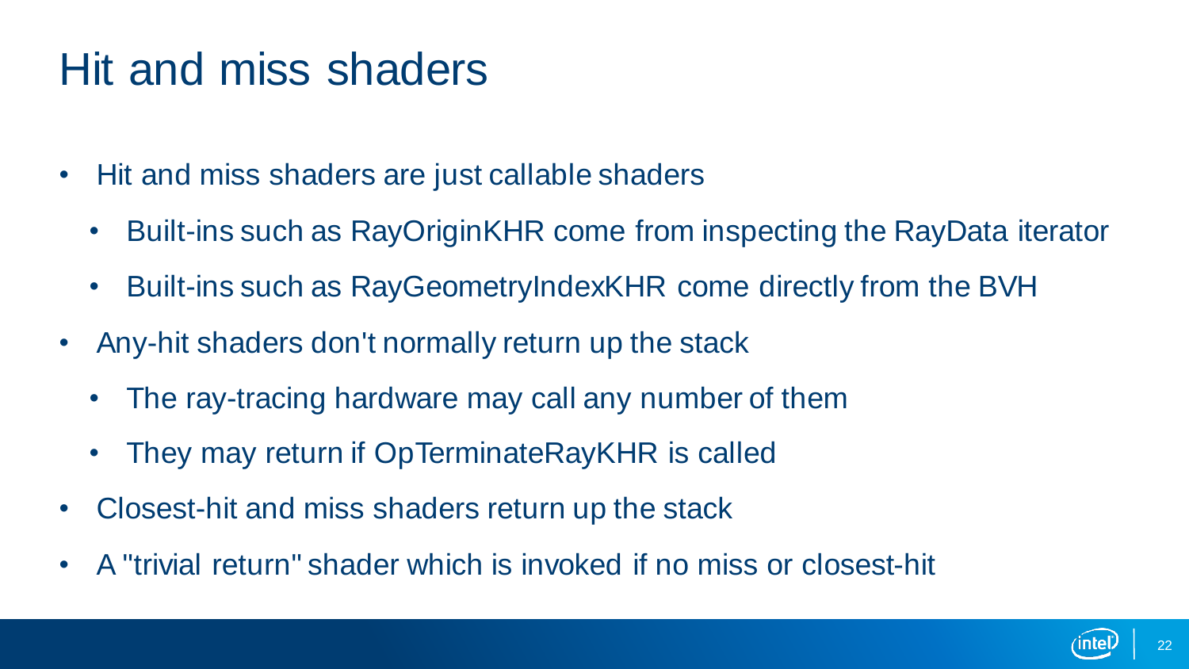# Hit and miss shaders

- Hit and miss shaders are just callable shaders
  - Built-ins such as RayOriginKHR come from inspecting the RayData iterator
  - Built-ins such as RayGeometryIndexKHR come directly from the BVH
- Any-hit shaders don't normally return up the stack
  - The ray-tracing hardware may call any number of them
  - They may return if OpTerminateRayKHR is called
- Closest-hit and miss shaders return up the stack
- A "trivial return" shader which is invoked if no miss or closest-hit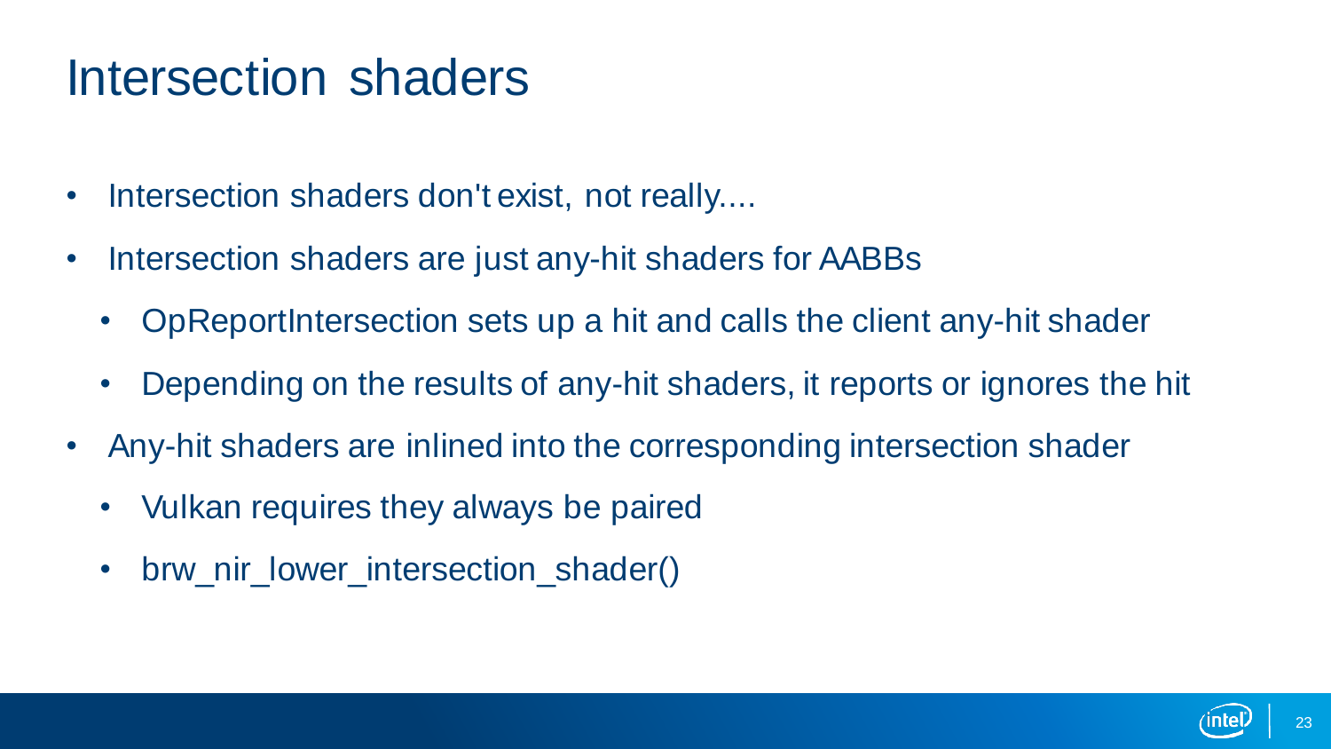# Intersection shaders

- Intersection shaders don't exist, not really....
- Intersection shaders are just any-hit shaders for AABBs
  - OpReportIntersection sets up a hit and calls the client any-hit shader
  - Depending on the results of any-hit shaders, it reports or ignores the hit
- Any-hit shaders are inlined into the corresponding intersection shader
  - Vulkan requires they always be paired
  - brw_nir_lower_intersection_shader()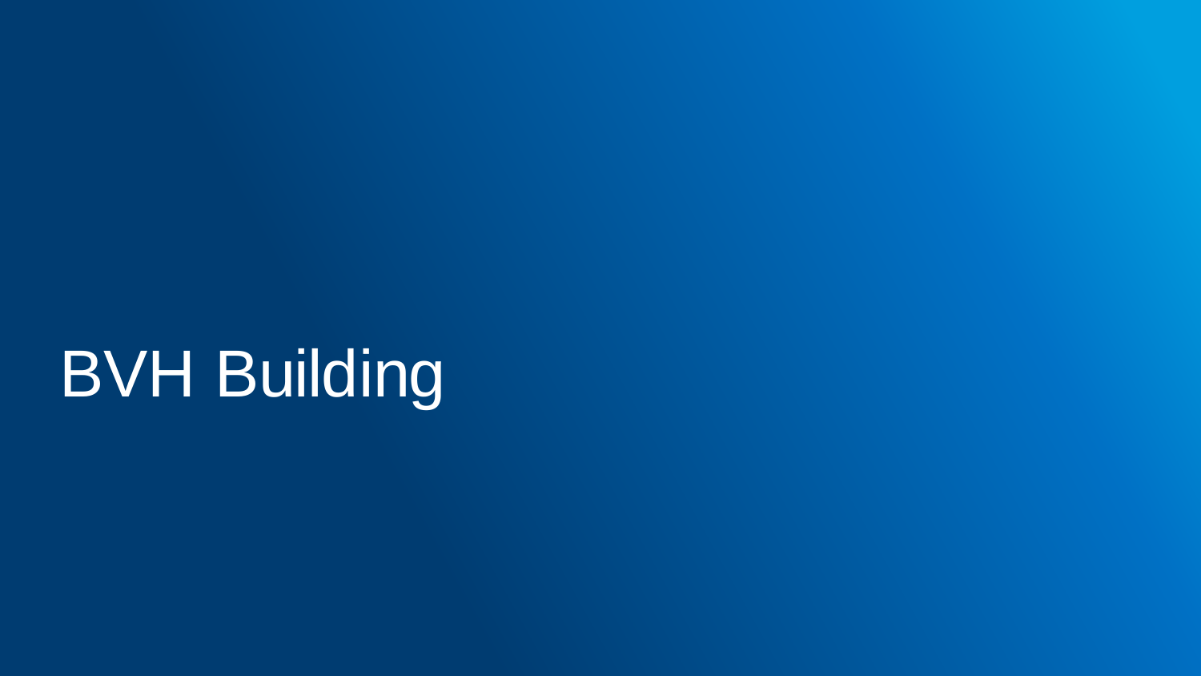# BVH Building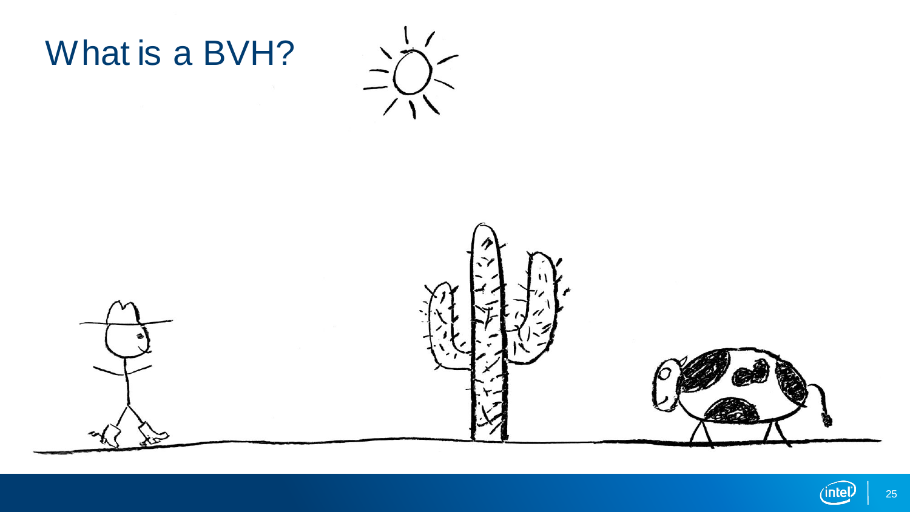# What is a BVH?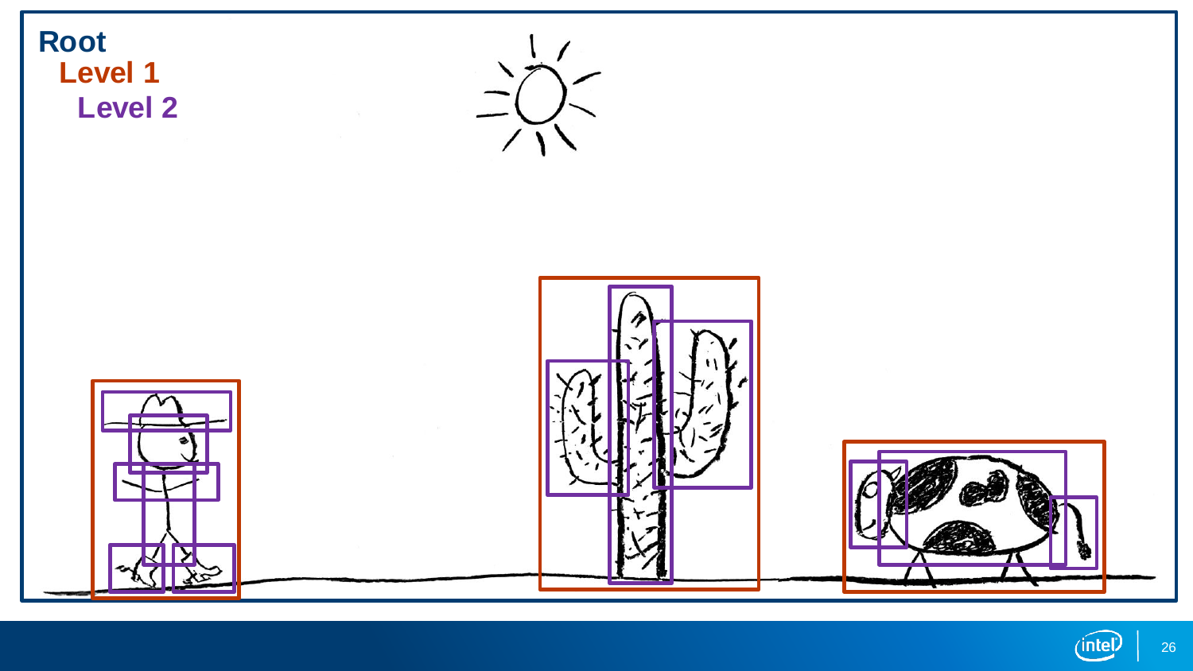Root

Level 1

Level 2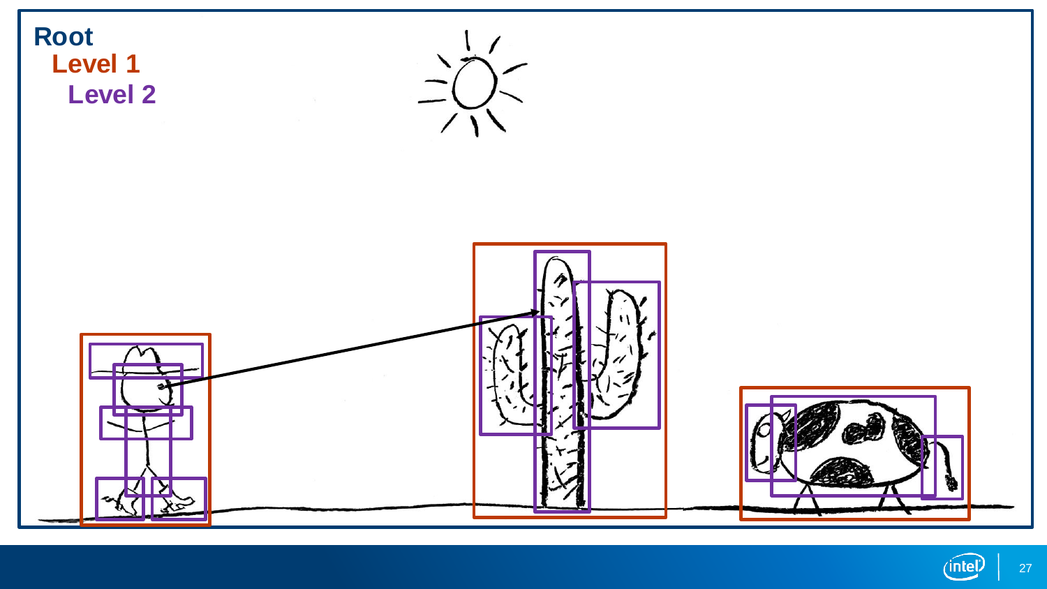Root

Level 1

Level 2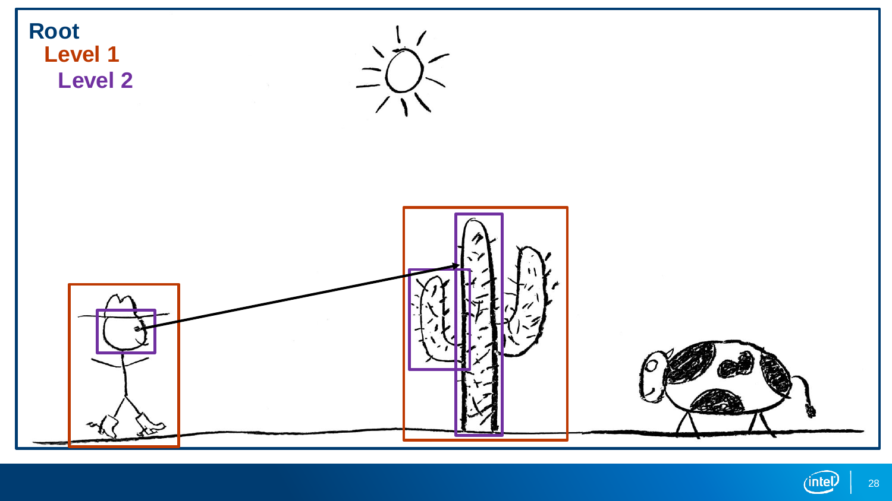**Root**

**Level 1**

**Level 2**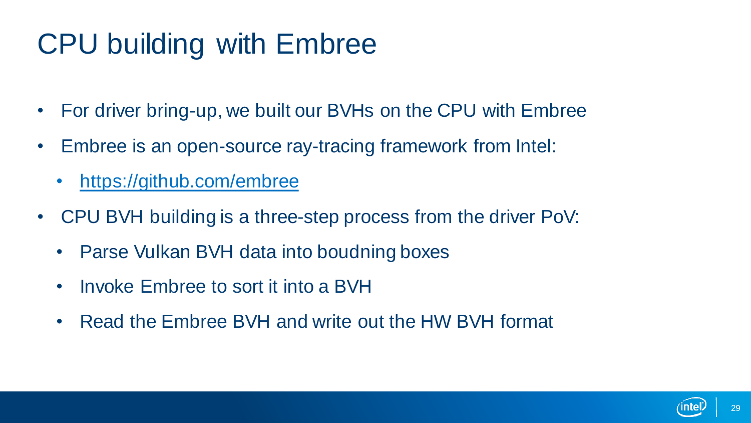# CPU building with Embree

- For driver bring-up, we built our BVHs on the CPU with Embree
- Embree is an open-source ray-tracing framework from Intel:
  - https://github.com/embree
- CPU BVH building is a three-step process from the driver PoV:
  - Parse Vulkan BVH data into boudning boxes
  - Invoke Embree to sort it into a BVH
  - Read the Embree BVH and write out the HW BVH format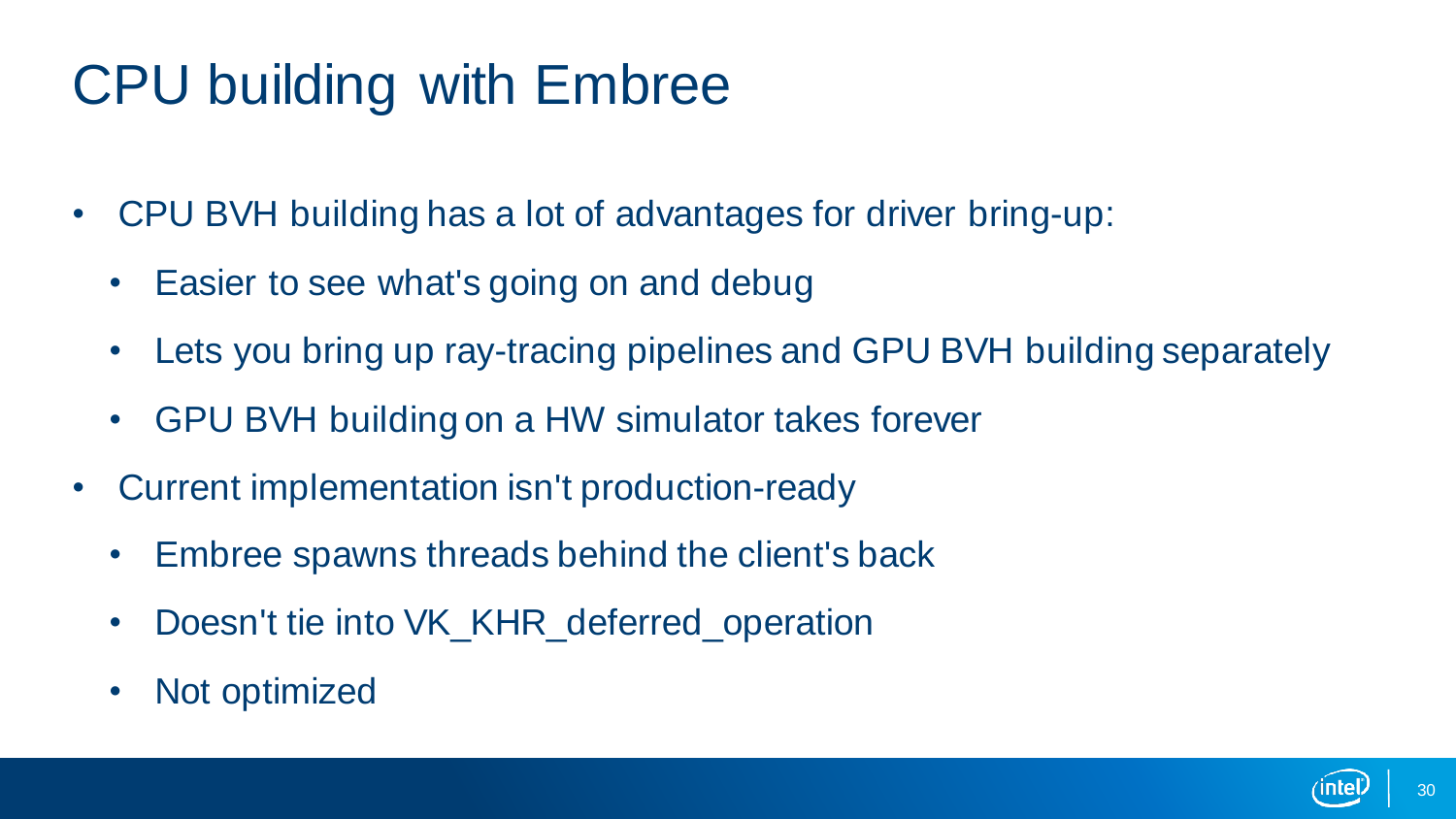# CPU building with Embree

- CPU BVH building has a lot of advantages for driver bring-up:
  - Easier to see what's going on and debug
  - Lets you bring up ray-tracing pipelines and GPU BVH building separately
  - GPU BVH building on a HW simulator takes forever
- Current implementation isn't production-ready
  - Embree spawns threads behind the client's back
  - Doesn't tie into VK_KHR_deferred_operation
  - Not optimized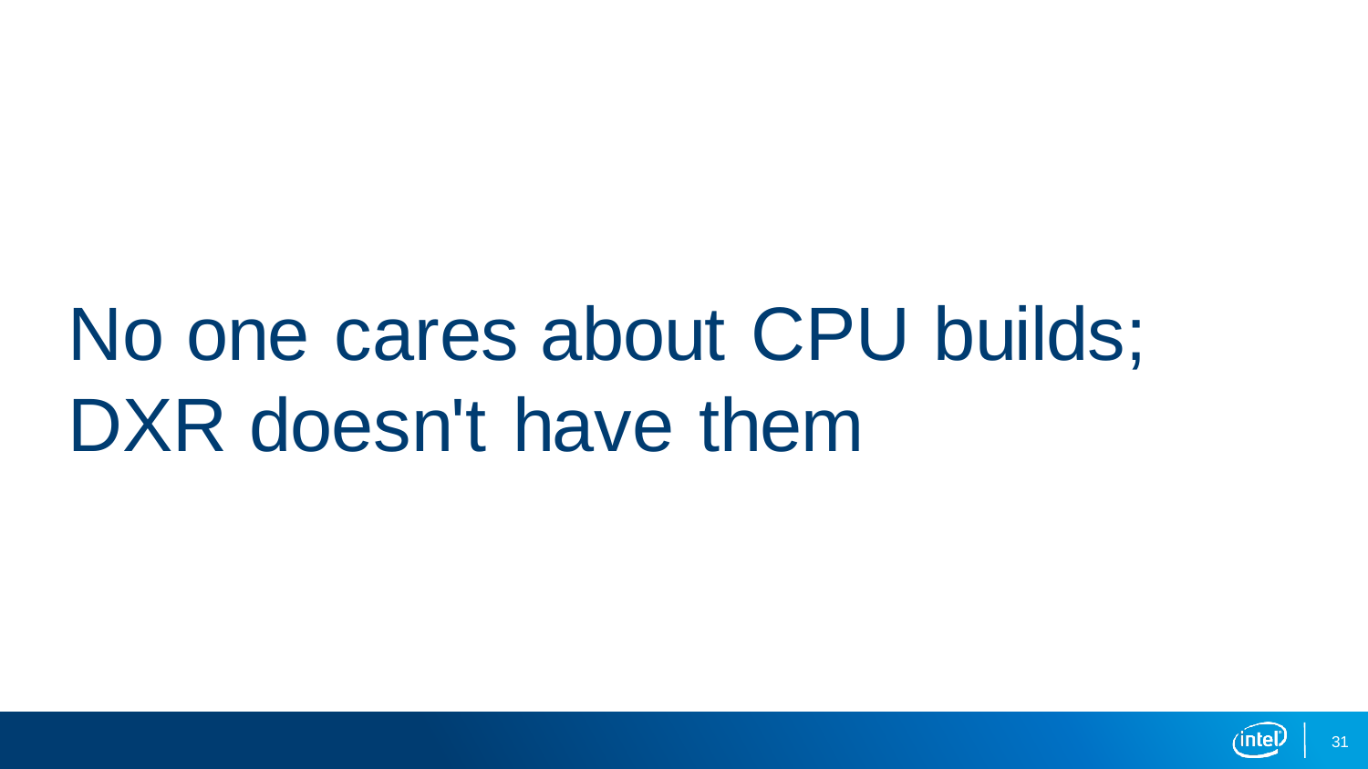# No one cares about CPU builds; DXR doesn't have them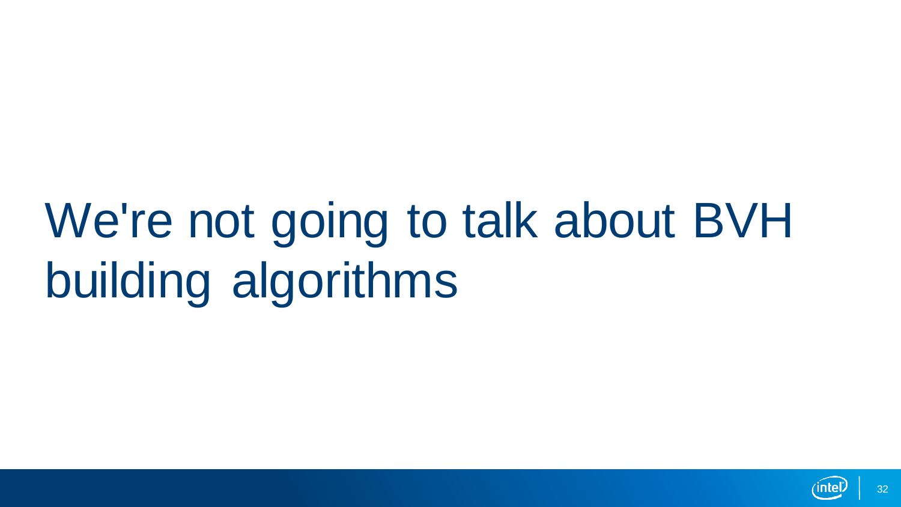# We're not going to talk about BVH building algorithms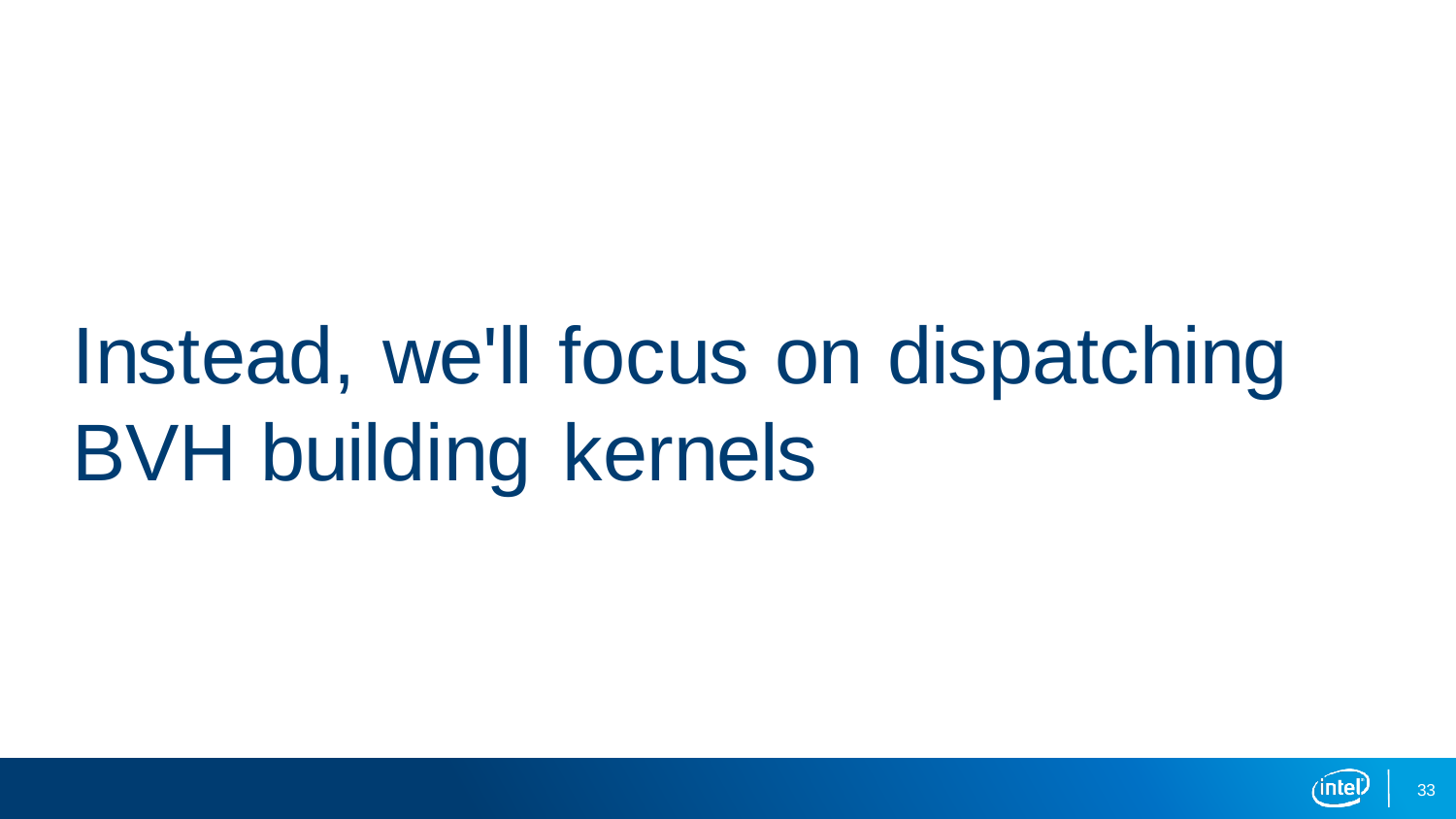# Instead, we'll focus on dispatching BVH building kernels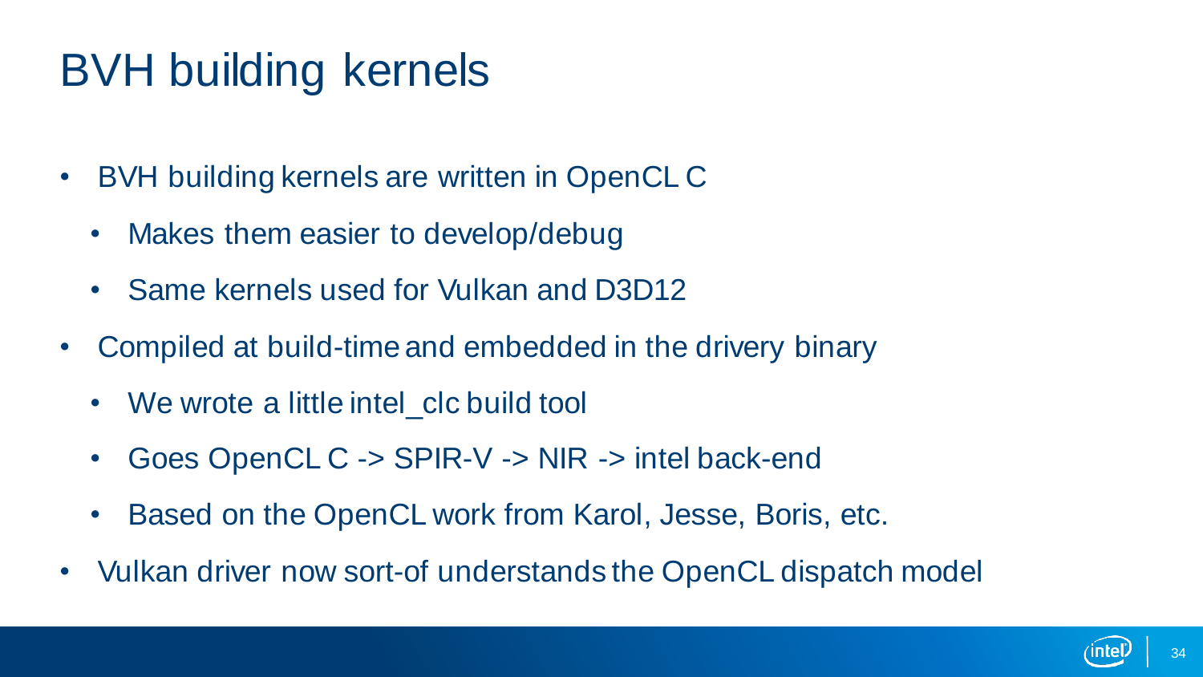# BVH building kernels

- BVH building kernels are written in OpenCL C
  - Makes them easier to develop/debug
  - Same kernels used for Vulkan and D3D12
- Compiled at build-time and embedded in the drivery binary
  - We wrote a little intel_clc build tool
  - Goes OpenCL C -> SPIR-V -> NIR -> intel back-end
  - Based on the OpenCL work from Karol, Jesse, Boris, etc.
- Vulkan driver now sort-of understands the OpenCL dispatch model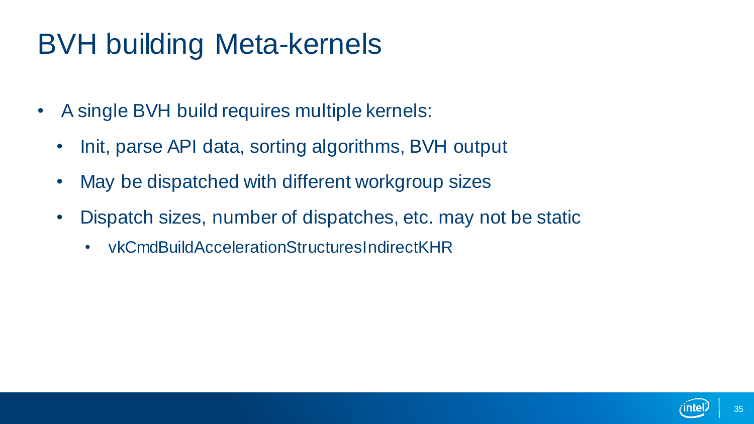# BVH building Meta-kernels

- A single BVH build requires multiple kernels:
  - Init, parse API data, sorting algorithms, BVH output
  - May be dispatched with different workgroup sizes
  - Dispatch sizes, number of dispatches, etc. may not be static
    - vkCmdBuildAccelerationStructuresIndirectKHR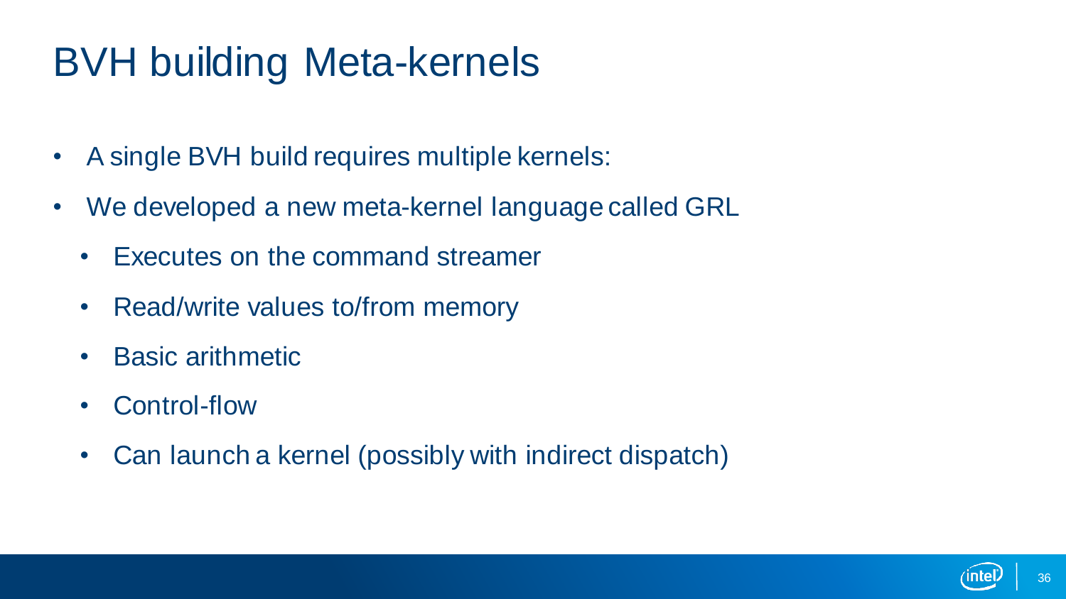# BVH building Meta-kernels

- A single BVH build requires multiple kernels:
- We developed a new meta-kernel language called GRL
  - Executes on the command streamer
  - Read/write values to/from memory
  - Basic arithmetic
  - Control-flow
  - Can launch a kernel (possibly with indirect dispatch)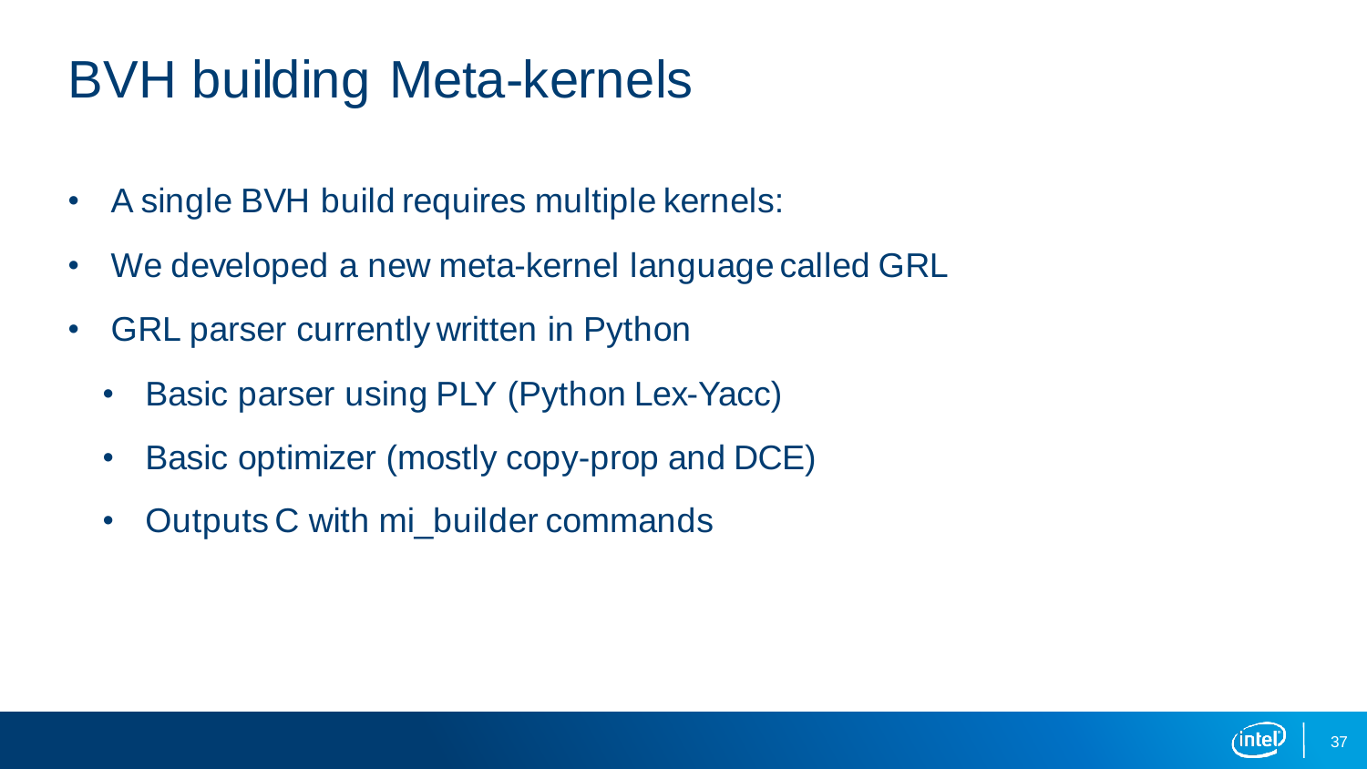# BVH building Meta-kernels

- A single BVH build requires multiple kernels:
- We developed a new meta-kernel language called GRL
- GRL parser currently written in Python
  - Basic parser using PLY (Python Lex-Yacc)
  - Basic optimizer (mostly copy-prop and DCE)
  - Outputs C with mi_builder commands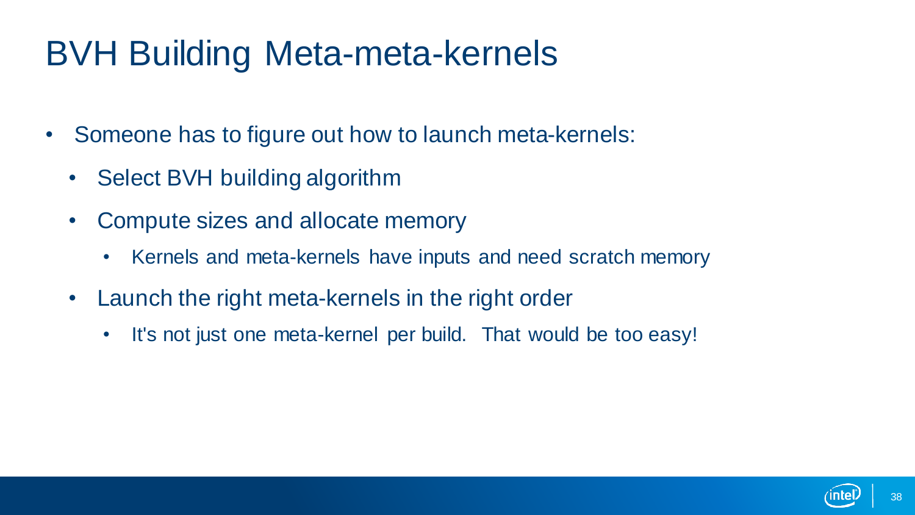# BVH Building Meta-meta-kernels

- Someone has to figure out how to launch meta-kernels:
  - Select BVH building algorithm
  - Compute sizes and allocate memory
    - Kernels and meta-kernels have inputs and need scratch memory
  - Launch the right meta-kernels in the right order
    - It's not just one meta-kernel per build. That would be too easy!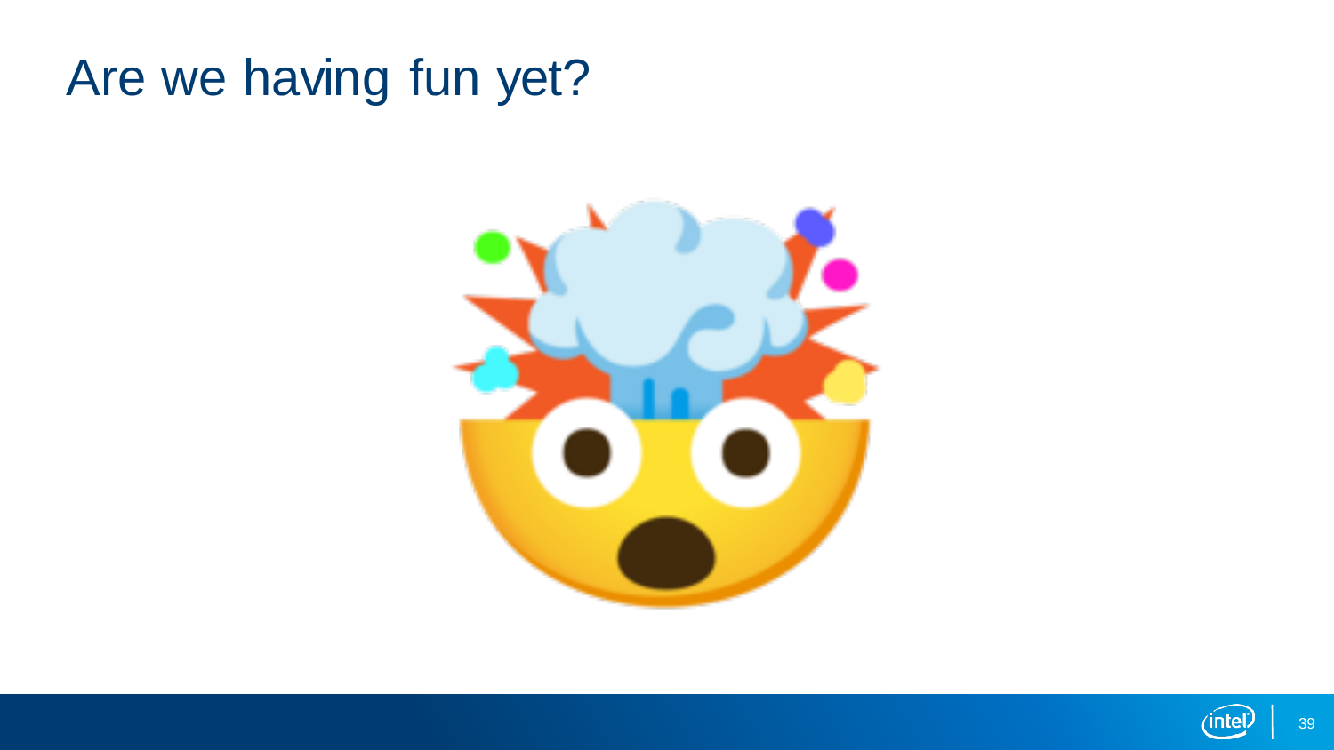# Are we having fun yet?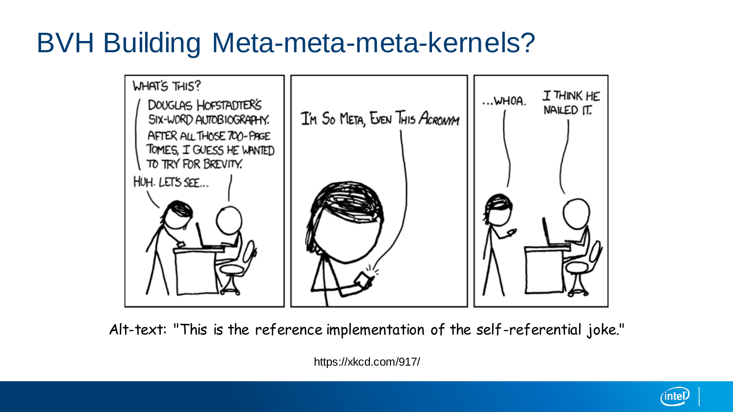# BVH Building Meta-meta-meta-kernels?

WHAT'S THIS?

DOUGLAS HOFSTADTER'S SIX-WORD AUTOBIOGRAPHY. AFTER ALL THOSE 700-PAGE TOMES, I GUESS HE WANTED TO TRY FOR BREVITY.

HUH. LET'S SEE...

I'M SO META, EVEN THIS ACRONYM

...WHOA.

I THINK HE NAILED IT.

Alt-text: "This is the reference implementation of the self-referential joke."

https://xkcd.com/917/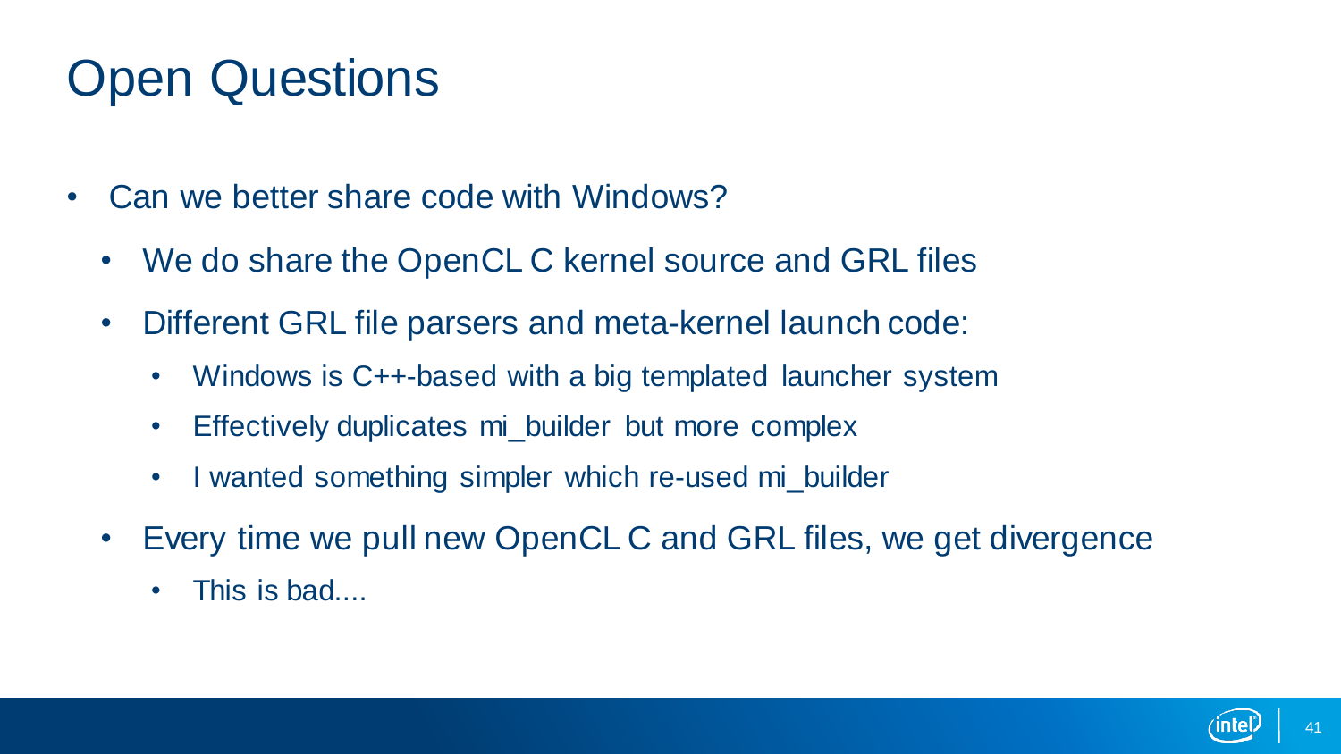# Open Questions

- Can we better share code with Windows?
  - We do share the OpenCL C kernel source and GRL files
  - Different GRL file parsers and meta-kernel launch code:
    - Windows is C++-based with a big templated launcher system
    - Effectively duplicates mi_builder but more complex
    - I wanted something simpler which re-used mi_builder
  - Every time we pull new OpenCL C and GRL files, we get divergence
    - This is bad....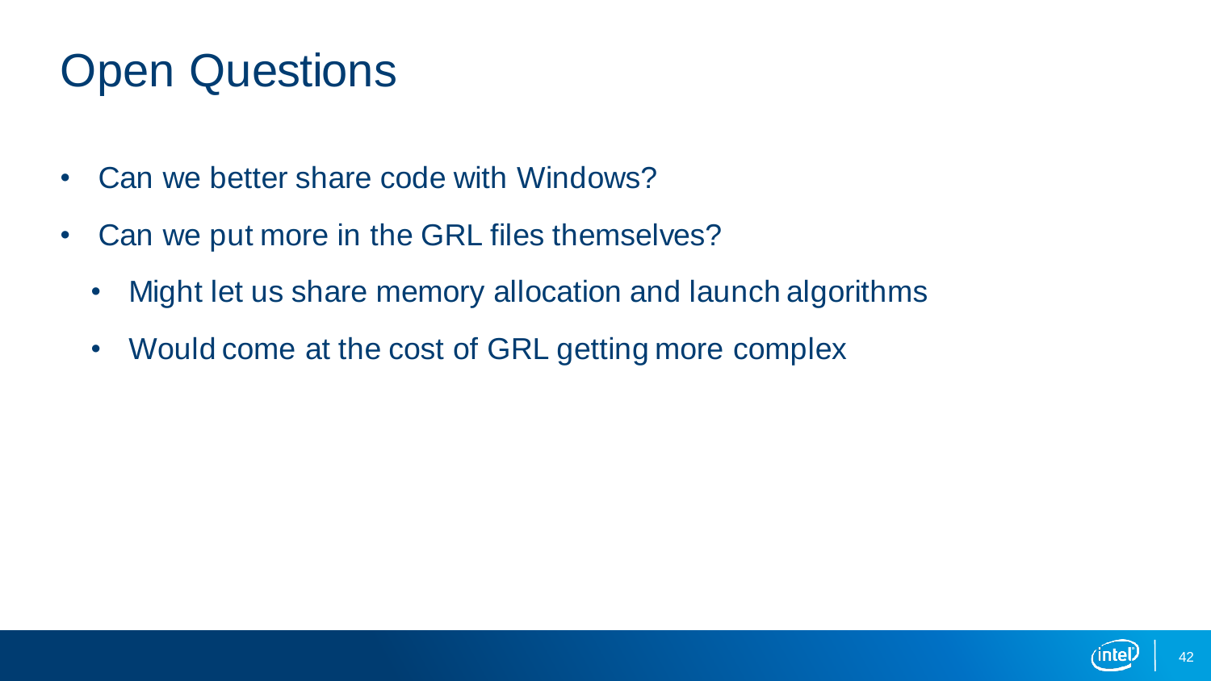# Open Questions

- Can we better share code with Windows?
- Can we put more in the GRL files themselves?
  - Might let us share memory allocation and launch algorithms
  - Would come at the cost of GRL getting more complex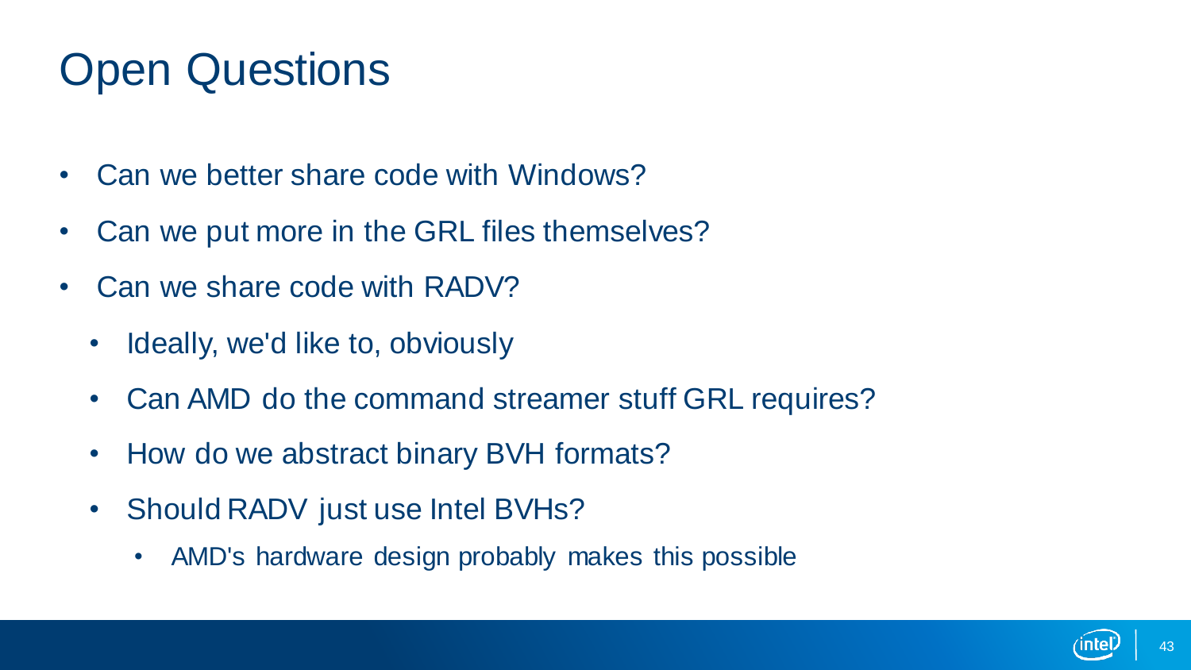# Open Questions

- Can we better share code with Windows?
- Can we put more in the GRL files themselves?
- Can we share code with RADV?
  - Ideally, we'd like to, obviously
  - Can AMD do the command streamer stuff GRL requires?
  - How do we abstract binary BVH formats?
  - Should RADV just use Intel BVHs?
    - AMD's hardware design probably makes this possible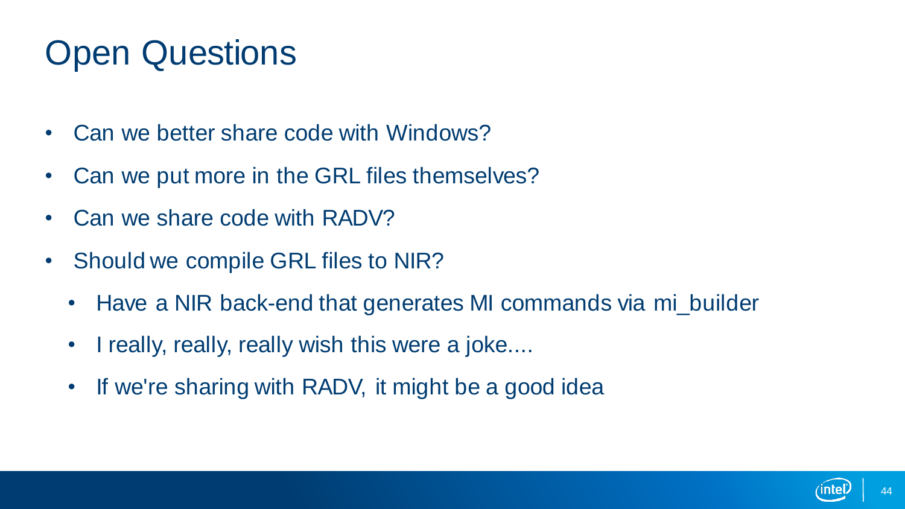# Open Questions

- Can we better share code with Windows?
- Can we put more in the GRL files themselves?
- Can we share code with RADV?
- Should we compile GRL files to NIR?
  - Have a NIR back-end that generates MI commands via mi_builder
  - I really, really, really wish this were a joke....
  - If we're sharing with RADV, it might be a good idea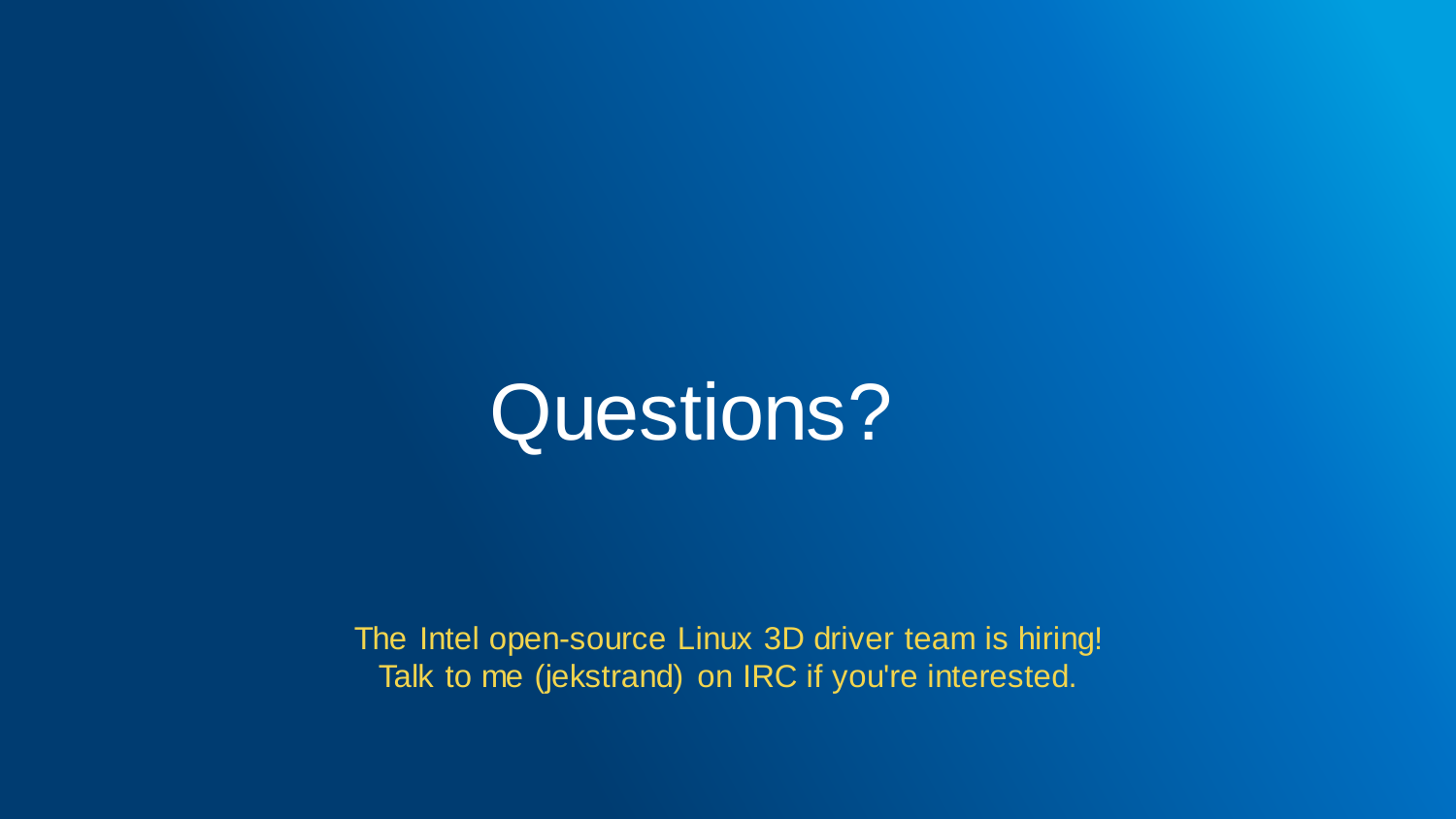# Questions?

The Intel open-source Linux 3D driver team is hiring!
Talk to me (jekstrand) on IRC if you're interested.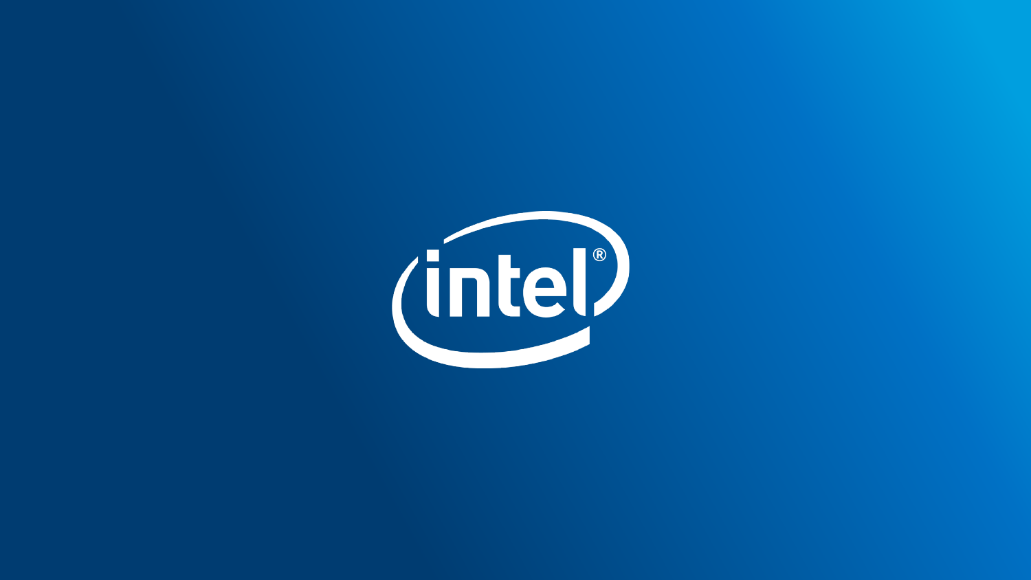intel®